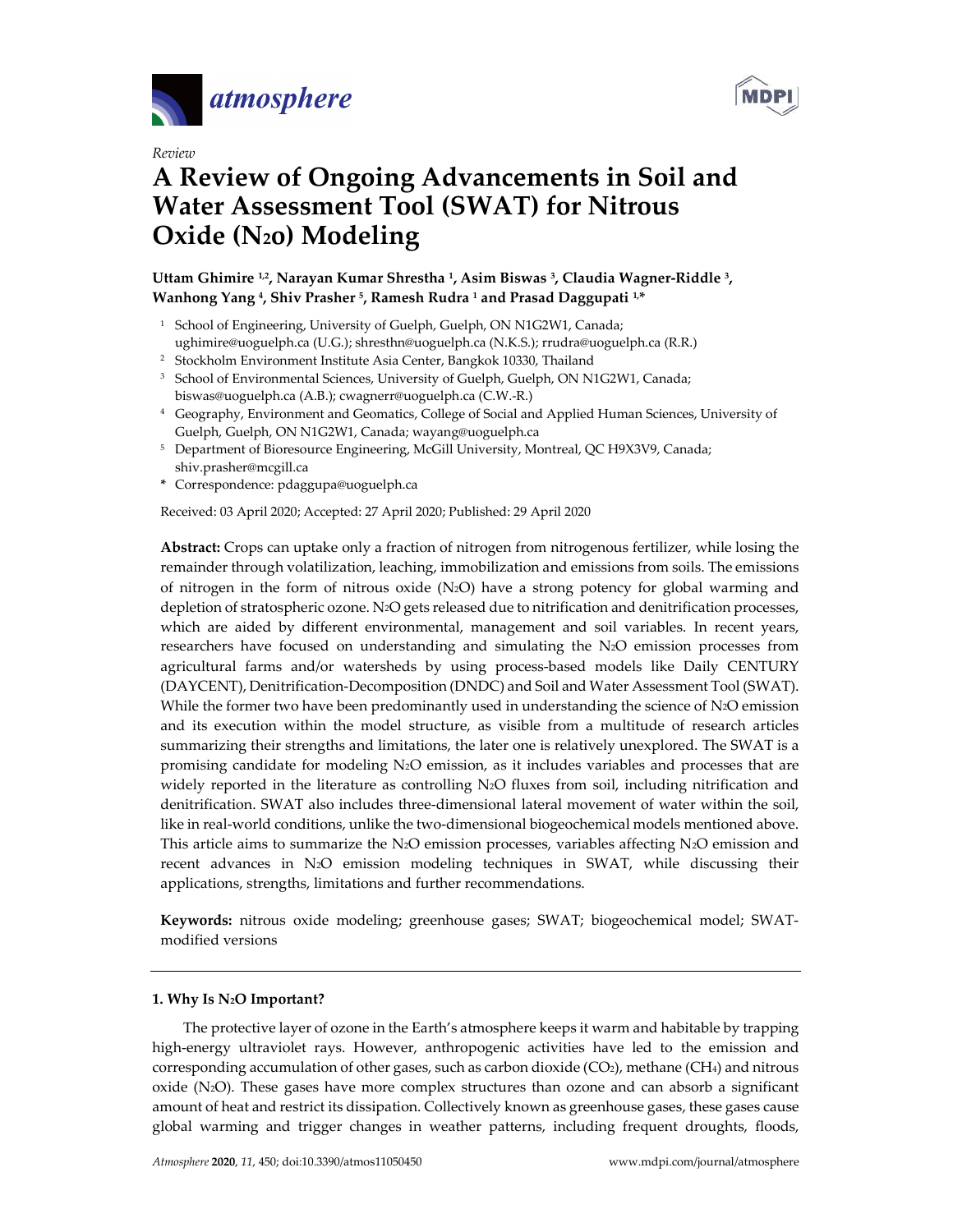*Review*

# A Review of Ongoing Advancements in Soil and Water Assessment Tool (SWAT) for Nitrous Oxide ($N_2o$) Modeling

**Uttam Ghimire [1,2], Narayan Kumar Shrestha [1], Asim Biswas [3], Claudia Wagner-Riddle [3], Wanhong Yang [4], Shiv Prasher [5], Ramesh Rudra [1] and Prasad Daggupati [1,*]**

[1] School of Engineering, University of Guelph, Guelph, ON N1G2W1, Canada; ughimire@uoguelph.ca (U.G.); shresthn@uoguelph.ca (N.K.S.); rrudra@uoguelph.ca (R.R.)

[2] Stockholm Environment Institute Asia Center, Bangkok 10330, Thailand

[3] School of Environmental Sciences, University of Guelph, Guelph, ON N1G2W1, Canada; biswas@uoguelph.ca (A.B.); cwagnerr@uoguelph.ca (C.W.-R.)

[4] Geography, Environment and Geomatics, College of Social and Applied Human Sciences, University of Guelph, Guelph, ON N1G2W1, Canada; wayang@uoguelph.ca

[5] Department of Bioresource Engineering, McGill University, Montreal, QC H9X3V9, Canada; shiv.prasher@mcgill.ca

* Correspondence: pdaggupa@uoguelph.ca

Received: 03 April 2020; Accepted: 27 April 2020; Published: 29 April 2020

**Abstract:** Crops can uptake only a fraction of nitrogen from nitrogenous fertilizer, while losing the remainder through volatilization, leaching, immobilization and emissions from soils. The emissions of nitrogen in the form of nitrous oxide ($N_2O$) have a strong potency for global warming and depletion of stratospheric ozone. $N_2O$ gets released due to nitrification and denitrification processes, which are aided by different environmental, management and soil variables. In recent years, researchers have focused on understanding and simulating the $N_2O$ emission processes from agricultural farms and/or watersheds by using process-based models like Daily CENTURY (DAYCENT), Denitrification-Decomposition (DNDC) and Soil and Water Assessment Tool (SWAT). While the former two have been predominantly used in understanding the science of $N_2O$ emission and its execution within the model structure, as visible from a multitude of research articles summarizing their strengths and limitations, the later one is relatively unexplored. The SWAT is a promising candidate for modeling $N_2O$ emission, as it includes variables and processes that are widely reported in the literature as controlling $N_2O$ fluxes from soil, including nitrification and denitrification. SWAT also includes three-dimensional lateral movement of water within the soil, like in real-world conditions, unlike the two-dimensional biogeochemical models mentioned above. This article aims to summarize the $N_2O$ emission processes, variables affecting $N_2O$ emission and recent advances in $N_2O$ emission modeling techniques in SWAT, while discussing their applications, strengths, limitations and further recommendations.

**Keywords:** nitrous oxide modeling; greenhouse gases; SWAT; biogeochemical model; SWAT-modified versions

## 1. Why Is $N_2O$ Important?

The protective layer of ozone in the Earth's atmosphere keeps it warm and habitable by trapping high-energy ultraviolet rays. However, anthropogenic activities have led to the emission and corresponding accumulation of other gases, such as carbon dioxide ($CO_2$), methane ($CH_4$) and nitrous oxide ($N_2O$). These gases have more complex structures than ozone and can absorb a significant amount of heat and restrict its dissipation. Collectively known as greenhouse gases, these gases cause global warming and trigger changes in weather patterns, including frequent droughts, floods,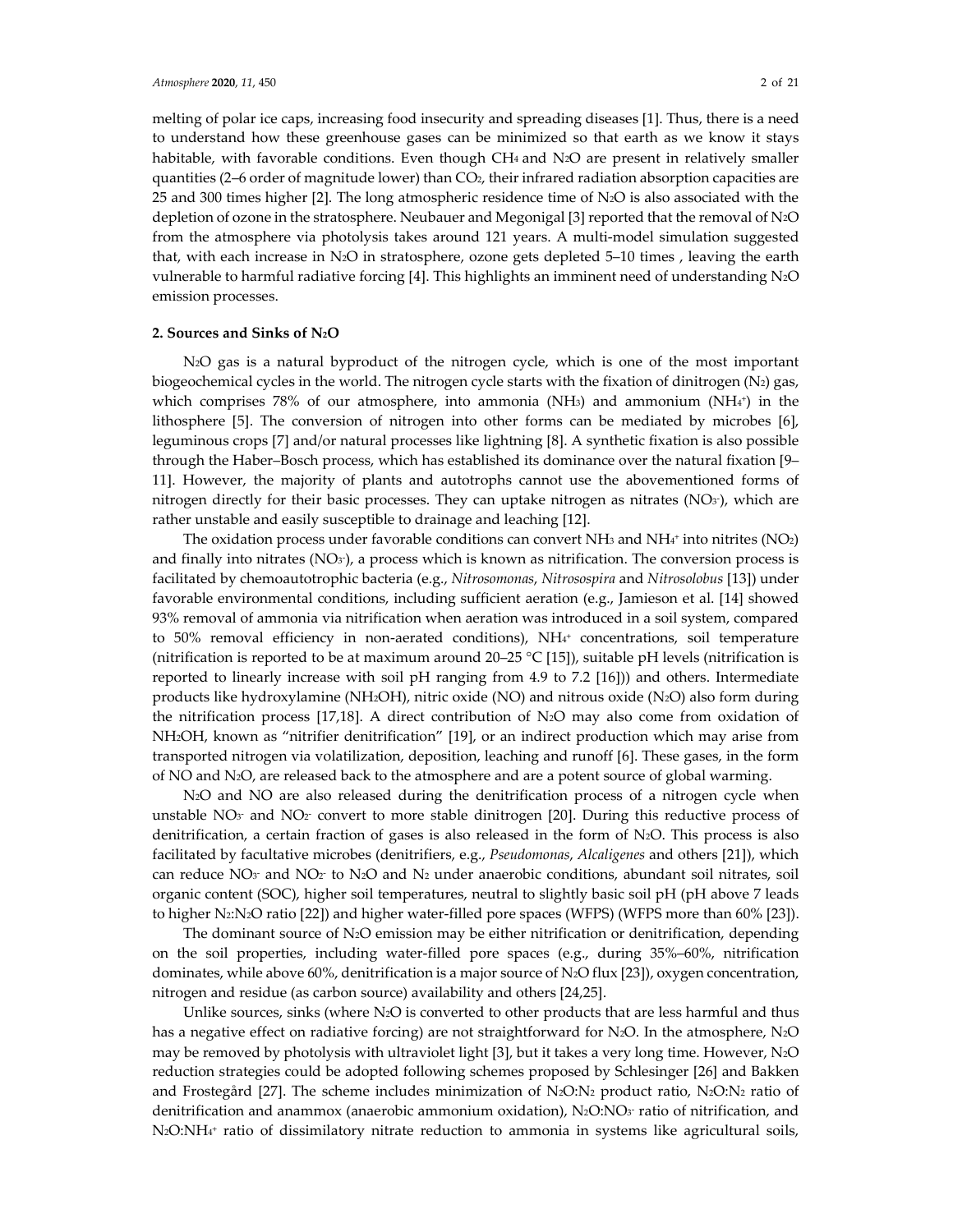melting of polar ice caps, increasing food insecurity and spreading diseases [1]. Thus, there is a need to understand how these greenhouse gases can be minimized so that earth as we know it stays habitable, with favorable conditions. Even though $CH_4$ and $N_2O$ are present in relatively smaller quantities (2–6 order of magnitude lower) than $CO_2$, their infrared radiation absorption capacities are 25 and 300 times higher [2]. The long atmospheric residence time of $N_2O$ is also associated with the depletion of ozone in the stratosphere. Neubauer and Megonigal [3] reported that the removal of $N_2O$ from the atmosphere via photolysis takes around 121 years. A multi-model simulation suggested that, with each increase in $N_2O$ in stratosphere, ozone gets depleted 5–10 times , leaving the earth vulnerable to harmful radiative forcing [4]. This highlights an imminent need of understanding $N_2O$ emission processes.

## 2. Sources and Sinks of $N_2O$

$N_2O$ gas is a natural byproduct of the nitrogen cycle, which is one of the most important biogeochemical cycles in the world. The nitrogen cycle starts with the fixation of dinitrogen ($N_2$) gas, which comprises 78% of our atmosphere, into ammonia ($NH_3$) and ammonium ($NH_4^+$) in the lithosphere [5]. The conversion of nitrogen into other forms can be mediated by microbes [6], leguminous crops [7] and/or natural processes like lightning [8]. A synthetic fixation is also possible through the Haber–Bosch process, which has established its dominance over the natural fixation [9–11]. However, the majority of plants and autotrophs cannot use the abovementioned forms of nitrogen directly for their basic processes. They can uptake nitrogen as nitrates ($NO_3^-$), which are rather unstable and easily susceptible to drainage and leaching [12].

The oxidation process under favorable conditions can convert $NH_3$ and $NH_4^+$ into nitrites ($NO_2$) and finally into nitrates ($NO_3^-$), a process which is known as nitrification. The conversion process is facilitated by chemoautotrophic bacteria (e.g., *Nitrosomonas*, *Nitrosospira* and *Nitrosolobus* [13]) under favorable environmental conditions, including sufficient aeration (e.g., Jamieson et al. [14] showed 93% removal of ammonia via nitrification when aeration was introduced in a soil system, compared to 50% removal efficiency in non-aerated conditions), $NH_4^+$ concentrations, soil temperature (nitrification is reported to be at maximum around 20–25 °C [15]), suitable pH levels (nitrification is reported to linearly increase with soil pH ranging from 4.9 to 7.2 [16])) and others. Intermediate products like hydroxylamine ($NH_2OH$), nitric oxide (NO) and nitrous oxide ($N_2O$) also form during the nitrification process [17,18]. A direct contribution of $N_2O$ may also come from oxidation of $NH_2OH$, known as "nitrifier denitrification" [19], or an indirect production which may arise from transported nitrogen via volatilization, deposition, leaching and runoff [6]. These gases, in the form of NO and $N_2O$, are released back to the atmosphere and are a potent source of global warming.

$N_2O$ and NO are also released during the denitrification process of a nitrogen cycle when unstable $NO_3^-$ and $NO_2^-$ convert to more stable dinitrogen [20]. During this reductive process of denitrification, a certain fraction of gases is also released in the form of $N_2O$. This process is also facilitated by facultative microbes (denitrifiers, e.g., *Pseudomonas*, *Alcaligenes* and others [21]), which can reduce $NO_3^-$ and $NO_2^-$ to $N_2O$ and $N_2$ under anaerobic conditions, abundant soil nitrates, soil organic content (SOC), higher soil temperatures, neutral to slightly basic soil pH (pH above 7 leads to higher $N_2$:$N_2O$ ratio [22]) and higher water-filled pore spaces (WFPS) (WFPS more than 60% [23]).

The dominant source of $N_2O$ emission may be either nitrification or denitrification, depending on the soil properties, including water-filled pore spaces (e.g., during 35%–60%, nitrification dominates, while above 60%, denitrification is a major source of $N_2O$ flux [23]), oxygen concentration, nitrogen and residue (as carbon source) availability and others [24,25].

Unlike sources, sinks (where $N_2O$ is converted to other products that are less harmful and thus has a negative effect on radiative forcing) are not straightforward for $N_2O$. In the atmosphere, $N_2O$ may be removed by photolysis with ultraviolet light [3], but it takes a very long time. However, $N_2O$ reduction strategies could be adopted following schemes proposed by Schlesinger [26] and Bakken and Frostegård [27]. The scheme includes minimization of $N_2O$:$N_2$ product ratio, $N_2O$:$N_2$ ratio of denitrification and anammox (anaerobic ammonium oxidation), $N_2O$:$NO_3^-$ ratio of nitrification, and $N_2O$:$NH_4^+$ ratio of dissimilatory nitrate reduction to ammonia in systems like agricultural soils,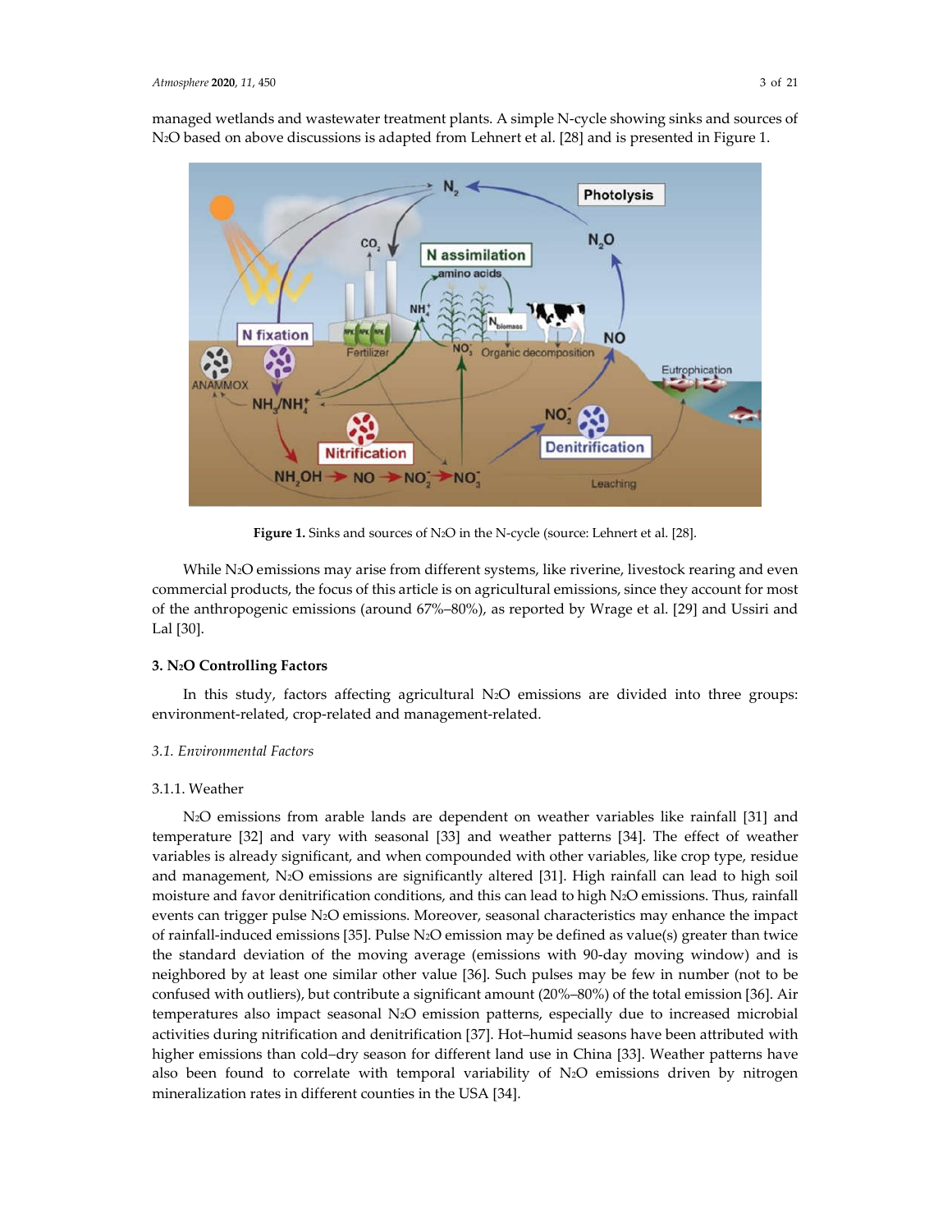managed wetlands and wastewater treatment plants. A simple N-cycle showing sinks and sources of $N_2O$ based on above discussions is adapted from Lehnert et al. [28] and is presented in Figure 1.

**Figure 1.** Sinks and sources of $N_2O$ in the N-cycle (source: Lehnert et al. [28].

While $N_2O$ emissions may arise from different systems, like riverine, livestock rearing and even commercial products, the focus of this article is on agricultural emissions, since they account for most of the anthropogenic emissions (around 67%–80%), as reported by Wrage et al. [29] and Ussiri and Lal [30].

## 3. $N_2O$ Controlling Factors

In this study, factors affecting agricultural $N_2O$ emissions are divided into three groups: environment-related, crop-related and management-related.

### *3.1. Environmental Factors*

#### 3.1.1. Weather

$N_2O$ emissions from arable lands are dependent on weather variables like rainfall [31] and temperature [32] and vary with seasonal [33] and weather patterns [34]. The effect of weather variables is already significant, and when compounded with other variables, like crop type, residue and management, $N_2O$ emissions are significantly altered [31]. High rainfall can lead to high soil moisture and favor denitrification conditions, and this can lead to high $N_2O$ emissions. Thus, rainfall events can trigger pulse $N_2O$ emissions. Moreover, seasonal characteristics may enhance the impact of rainfall-induced emissions [35]. Pulse $N_2O$ emission may be defined as value(s) greater than twice the standard deviation of the moving average (emissions with 90-day moving window) and is neighbored by at least one similar other value [36]. Such pulses may be few in number (not to be confused with outliers), but contribute a significant amount (20%–80%) of the total emission [36]. Air temperatures also impact seasonal $N_2O$ emission patterns, especially due to increased microbial activities during nitrification and denitrification [37]. Hot–humid seasons have been attributed with higher emissions than cold–dry season for different land use in China [33]. Weather patterns have also been found to correlate with temporal variability of $N_2O$ emissions driven by nitrogen mineralization rates in different counties in the USA [34].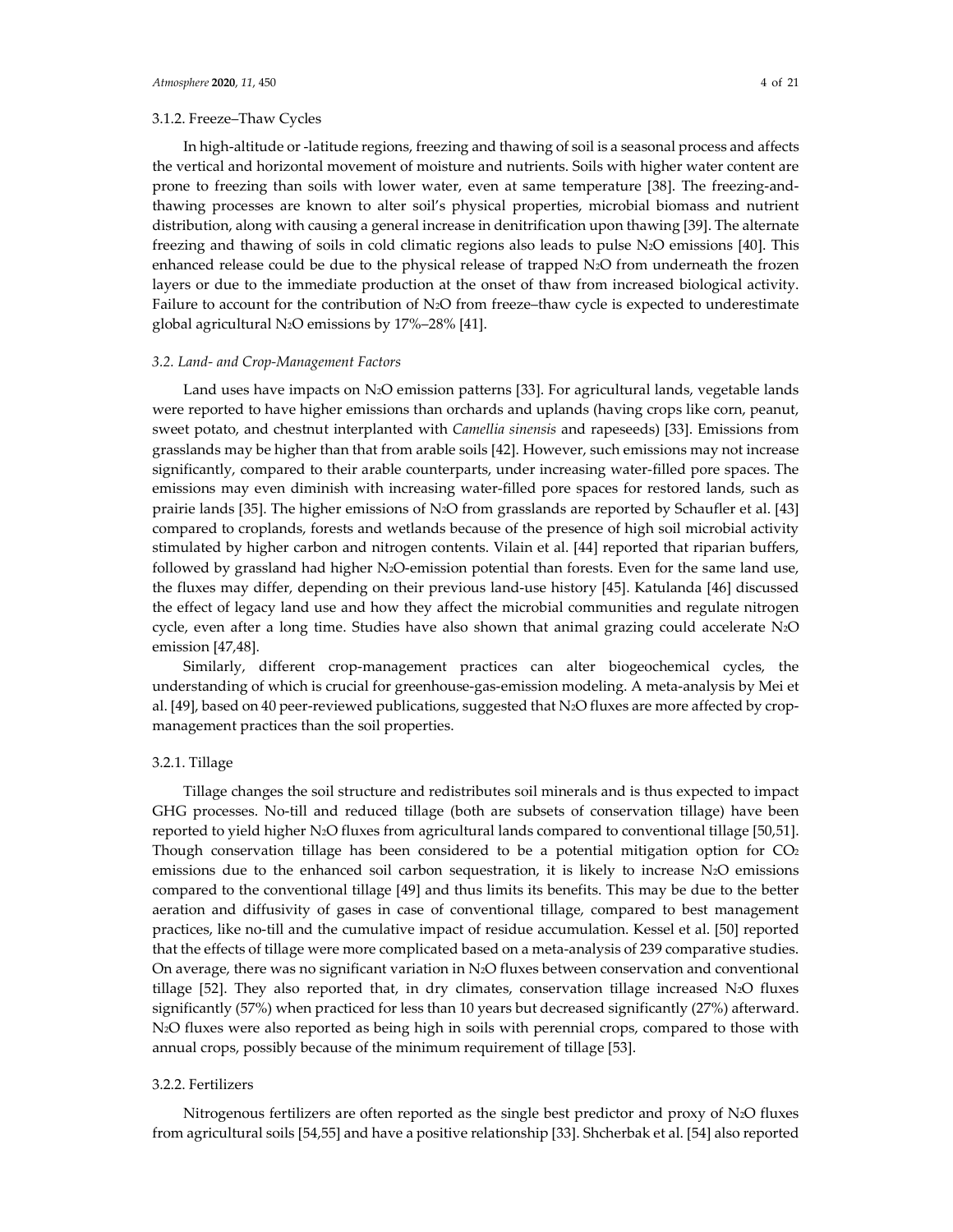#### 3.1.2. Freeze–Thaw Cycles

In high-altitude or -latitude regions, freezing and thawing of soil is a seasonal process and affects the vertical and horizontal movement of moisture and nutrients. Soils with higher water content are prone to freezing than soils with lower water, even at same temperature [38]. The freezing-and-thawing processes are known to alter soil's physical properties, microbial biomass and nutrient distribution, along with causing a general increase in denitrification upon thawing [39]. The alternate freezing and thawing of soils in cold climatic regions also leads to pulse $N_2O$ emissions [40]. This enhanced release could be due to the physical release of trapped $N_2O$ from underneath the frozen layers or due to the immediate production at the onset of thaw from increased biological activity. Failure to account for the contribution of $N_2O$ from freeze–thaw cycle is expected to underestimate global agricultural $N_2O$ emissions by 17%–28% [41].

### *3.2. Land- and Crop-Management Factors*

Land uses have impacts on $N_2O$ emission patterns [33]. For agricultural lands, vegetable lands were reported to have higher emissions than orchards and uplands (having crops like corn, peanut, sweet potato, and chestnut interplanted with *Camellia sinensis* and rapeseeds) [33]. Emissions from grasslands may be higher than that from arable soils [42]. However, such emissions may not increase significantly, compared to their arable counterparts, under increasing water-filled pore spaces. The emissions may even diminish with increasing water-filled pore spaces for restored lands, such as prairie lands [35]. The higher emissions of $N_2O$ from grasslands are reported by Schaufler et al. [43] compared to croplands, forests and wetlands because of the presence of high soil microbial activity stimulated by higher carbon and nitrogen contents. Vilain et al. [44] reported that riparian buffers, followed by grassland had higher $N_2O$-emission potential than forests. Even for the same land use, the fluxes may differ, depending on their previous land-use history [45]. Katulanda [46] discussed the effect of legacy land use and how they affect the microbial communities and regulate nitrogen cycle, even after a long time. Studies have also shown that animal grazing could accelerate $N_2O$ emission [47,48].

Similarly, different crop-management practices can alter biogeochemical cycles, the understanding of which is crucial for greenhouse-gas-emission modeling. A meta-analysis by Mei et al. [49], based on 40 peer-reviewed publications, suggested that $N_2O$ fluxes are more affected by crop-management practices than the soil properties.

#### 3.2.1. Tillage

Tillage changes the soil structure and redistributes soil minerals and is thus expected to impact GHG processes. No-till and reduced tillage (both are subsets of conservation tillage) have been reported to yield higher $N_2O$ fluxes from agricultural lands compared to conventional tillage [50,51]. Though conservation tillage has been considered to be a potential mitigation option for $CO_2$ emissions due to the enhanced soil carbon sequestration, it is likely to increase $N_2O$ emissions compared to the conventional tillage [49] and thus limits its benefits. This may be due to the better aeration and diffusivity of gases in case of conventional tillage, compared to best management practices, like no-till and the cumulative impact of residue accumulation. Kessel et al. [50] reported that the effects of tillage were more complicated based on a meta-analysis of 239 comparative studies. On average, there was no significant variation in $N_2O$ fluxes between conservation and conventional tillage [52]. They also reported that, in dry climates, conservation tillage increased $N_2O$ fluxes significantly (57%) when practiced for less than 10 years but decreased significantly (27%) afterward. $N_2O$ fluxes were also reported as being high in soils with perennial crops, compared to those with annual crops, possibly because of the minimum requirement of tillage [53].

#### 3.2.2. Fertilizers

Nitrogenous fertilizers are often reported as the single best predictor and proxy of $N_2O$ fluxes from agricultural soils [54,55] and have a positive relationship [33]. Shcherbak et al. [54] also reported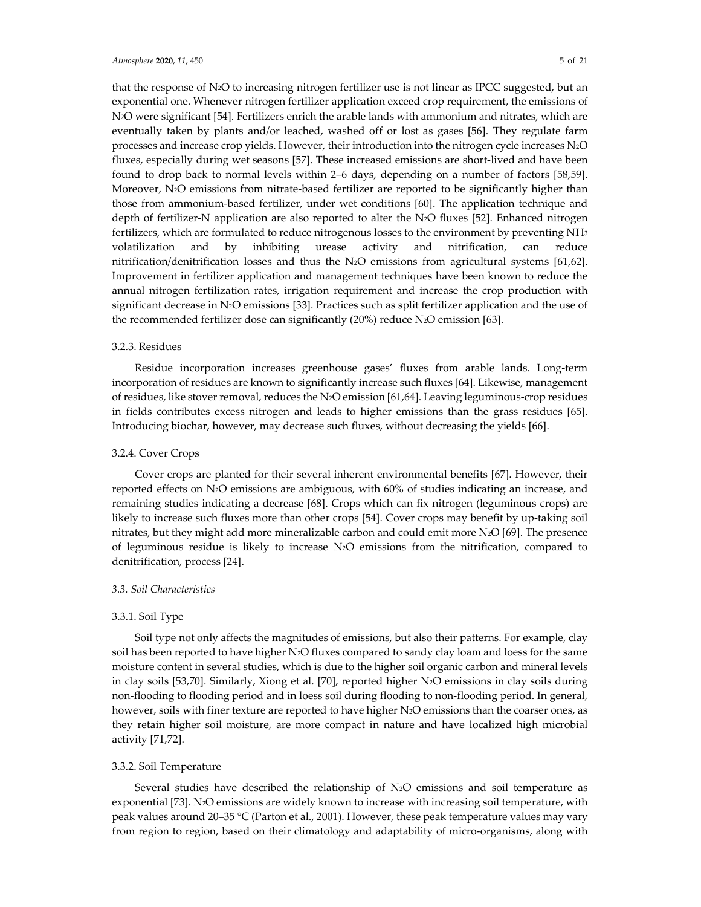that the response of $N_2O$ to increasing nitrogen fertilizer use is not linear as IPCC suggested, but an exponential one. Whenever nitrogen fertilizer application exceed crop requirement, the emissions of $N_2O$ were significant [54]. Fertilizers enrich the arable lands with ammonium and nitrates, which are eventually taken by plants and/or leached, washed off or lost as gases [56]. They regulate farm processes and increase crop yields. However, their introduction into the nitrogen cycle increases $N_2O$ fluxes, especially during wet seasons [57]. These increased emissions are short-lived and have been found to drop back to normal levels within 2–6 days, depending on a number of factors [58,59]. Moreover, $N_2O$ emissions from nitrate-based fertilizer are reported to be significantly higher than those from ammonium-based fertilizer, under wet conditions [60]. The application technique and depth of fertilizer-N application are also reported to alter the $N_2O$ fluxes [52]. Enhanced nitrogen fertilizers, which are formulated to reduce nitrogenous losses to the environment by preventing $NH_3$ volatilization and by inhibiting urease activity and nitrification, can reduce nitrification/denitrification losses and thus the $N_2O$ emissions from agricultural systems [61,62]. Improvement in fertilizer application and management techniques have been known to reduce the annual nitrogen fertilization rates, irrigation requirement and increase the crop production with significant decrease in $N_2O$ emissions [33]. Practices such as split fertilizer application and the use of the recommended fertilizer dose can significantly (20%) reduce $N_2O$ emission [63].

#### 3.2.3. Residues

Residue incorporation increases greenhouse gases' fluxes from arable lands. Long-term incorporation of residues are known to significantly increase such fluxes [64]. Likewise, management of residues, like stover removal, reduces the $N_2O$ emission [61,64]. Leaving leguminous-crop residues in fields contributes excess nitrogen and leads to higher emissions than the grass residues [65]. Introducing biochar, however, may decrease such fluxes, without decreasing the yields [66].

#### 3.2.4. Cover Crops

Cover crops are planted for their several inherent environmental benefits [67]. However, their reported effects on $N_2O$ emissions are ambiguous, with 60% of studies indicating an increase, and remaining studies indicating a decrease [68]. Crops which can fix nitrogen (leguminous crops) are likely to increase such fluxes more than other crops [54]. Cover crops may benefit by up-taking soil nitrates, but they might add more mineralizable carbon and could emit more $N_2O$ [69]. The presence of leguminous residue is likely to increase $N_2O$ emissions from the nitrification, compared to denitrification, process [24].

### *3.3. Soil Characteristics*

#### 3.3.1. Soil Type

Soil type not only affects the magnitudes of emissions, but also their patterns. For example, clay soil has been reported to have higher $N_2O$ fluxes compared to sandy clay loam and loess for the same moisture content in several studies, which is due to the higher soil organic carbon and mineral levels in clay soils [53,70]. Similarly, Xiong et al. [70], reported higher $N_2O$ emissions in clay soils during non-flooding to flooding period and in loess soil during flooding to non-flooding period. In general, however, soils with finer texture are reported to have higher $N_2O$ emissions than the coarser ones, as they retain higher soil moisture, are more compact in nature and have localized high microbial activity [71,72].

#### 3.3.2. Soil Temperature

Several studies have described the relationship of $N_2O$ emissions and soil temperature as exponential [73]. $N_2O$ emissions are widely known to increase with increasing soil temperature, with peak values around 20–35 °C (Parton et al., 2001). However, these peak temperature values may vary from region to region, based on their climatology and adaptability of micro-organisms, along with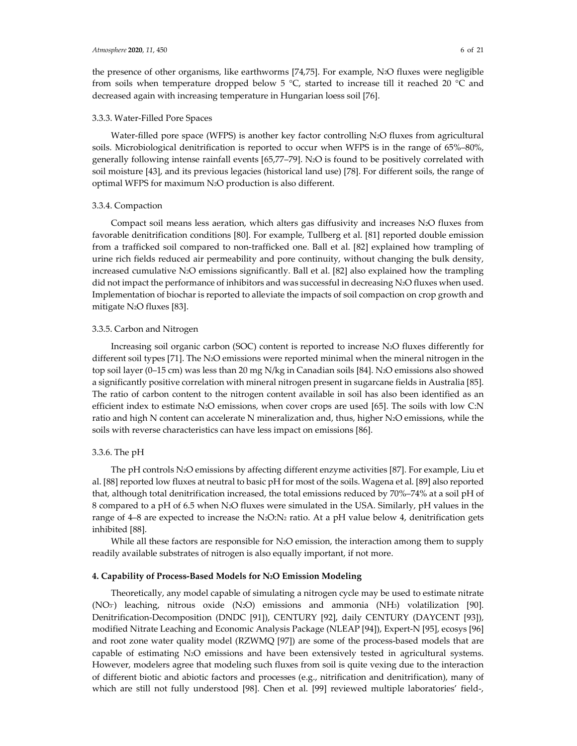the presence of other organisms, like earthworms [74,75]. For example, $N_2O$ fluxes were negligible from soils when temperature dropped below 5 °C, started to increase till it reached 20 °C and decreased again with increasing temperature in Hungarian loess soil [76].

#### 3.3.3. Water-Filled Pore Spaces

Water-filled pore space (WFPS) is another key factor controlling $N_2O$ fluxes from agricultural soils. Microbiological denitrification is reported to occur when WFPS is in the range of 65%–80%, generally following intense rainfall events [65,77–79]. $N_2O$ is found to be positively correlated with soil moisture [43], and its previous legacies (historical land use) [78]. For different soils, the range of optimal WFPS for maximum $N_2O$ production is also different.

#### 3.3.4. Compaction

Compact soil means less aeration, which alters gas diffusivity and increases $N_2O$ fluxes from favorable denitrification conditions [80]. For example, Tullberg et al. [81] reported double emission from a trafficked soil compared to non-trafficked one. Ball et al. [82] explained how trampling of urine rich fields reduced air permeability and pore continuity, without changing the bulk density, increased cumulative $N_2O$ emissions significantly. Ball et al. [82] also explained how the trampling did not impact the performance of inhibitors and was successful in decreasing $N_2O$ fluxes when used. Implementation of biochar is reported to alleviate the impacts of soil compaction on crop growth and mitigate $N_2O$ fluxes [83].

#### 3.3.5. Carbon and Nitrogen

Increasing soil organic carbon (SOC) content is reported to increase $N_2O$ fluxes differently for different soil types [71]. The $N_2O$ emissions were reported minimal when the mineral nitrogen in the top soil layer (0–15 cm) was less than 20 mg N/kg in Canadian soils [84]. $N_2O$ emissions also showed a significantly positive correlation with mineral nitrogen present in sugarcane fields in Australia [85]. The ratio of carbon content to the nitrogen content available in soil has also been identified as an efficient index to estimate $N_2O$ emissions, when cover crops are used [65]. The soils with low C:N ratio and high N content can accelerate N mineralization and, thus, higher $N_2O$ emissions, while the soils with reverse characteristics can have less impact on emissions [86].

#### 3.3.6. The pH

The pH controls $N_2O$ emissions by affecting different enzyme activities [87]. For example, Liu et al. [88] reported low fluxes at neutral to basic pH for most of the soils. Wagena et al. [89] also reported that, although total denitrification increased, the total emissions reduced by 70%–74% at a soil pH of 8 compared to a pH of 6.5 when $N_2O$ fluxes were simulated in the USA. Similarly, pH values in the range of 4–8 are expected to increase the $N_2O$:$N_2$ ratio. At a pH value below 4, denitrification gets inhibited [88].

While all these factors are responsible for $N_2O$ emission, the interaction among them to supply readily available substrates of nitrogen is also equally important, if not more.

## 4. Capability of Process-Based Models for $N_2O$ Emission Modeling

Theoretically, any model capable of simulating a nitrogen cycle may be used to estimate nitrate ($NO_3^-$) leaching, nitrous oxide ($N_2O$) emissions and ammonia ($NH_3$) volatilization [90]. Denitrification-Decomposition (DNDC [91]), CENTURY [92], daily CENTURY (DAYCENT [93]), modified Nitrate Leaching and Economic Analysis Package (NLEAP [94]), Expert-N [95], ecosys [96] and root zone water quality model (RZWMQ [97]) are some of the process-based models that are capable of estimating $N_2O$ emissions and have been extensively tested in agricultural systems. However, modelers agree that modeling such fluxes from soil is quite vexing due to the interaction of different biotic and abiotic factors and processes (e.g., nitrification and denitrification), many of which are still not fully understood [98]. Chen et al. [99] reviewed multiple laboratories' field-,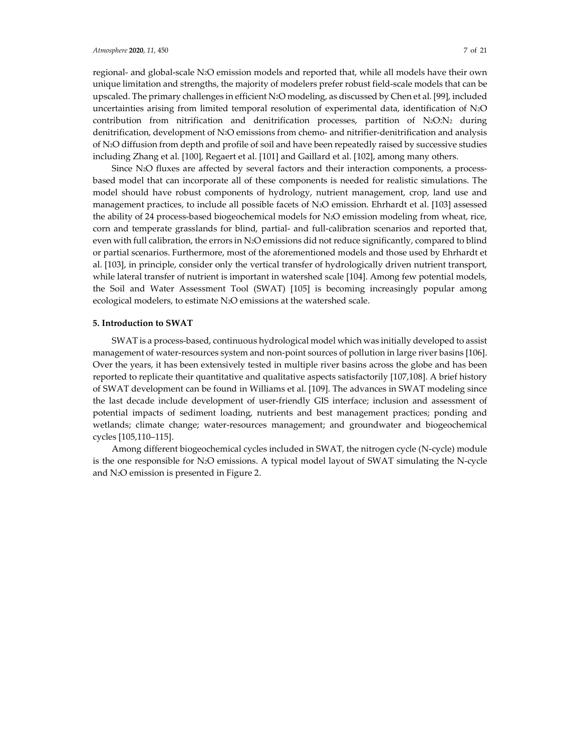regional- and global-scale $N_2O$ emission models and reported that, while all models have their own unique limitation and strengths, the majority of modelers prefer robust field-scale models that can be upscaled. The primary challenges in efficient $N_2O$ modeling, as discussed by Chen et al. [99], included uncertainties arising from limited temporal resolution of experimental data, identification of $N_2O$ contribution from nitrification and denitrification processes, partition of $N_2O$:$N_2$ during denitrification, development of $N_2O$ emissions from chemo- and nitrifier-denitrification and analysis of $N_2O$ diffusion from depth and profile of soil and have been repeatedly raised by successive studies including Zhang et al. [100], Regaert et al. [101] and Gaillard et al. [102], among many others.

Since $N_2O$ fluxes are affected by several factors and their interaction components, a process-based model that can incorporate all of these components is needed for realistic simulations. The model should have robust components of hydrology, nutrient management, crop, land use and management practices, to include all possible facets of $N_2O$ emission. Ehrhardt et al. [103] assessed the ability of 24 process-based biogeochemical models for $N_2O$ emission modeling from wheat, rice, corn and temperate grasslands for blind, partial- and full-calibration scenarios and reported that, even with full calibration, the errors in $N_2O$ emissions did not reduce significantly, compared to blind or partial scenarios. Furthermore, most of the aforementioned models and those used by Ehrhardt et al. [103], in principle, consider only the vertical transfer of hydrologically driven nutrient transport, while lateral transfer of nutrient is important in watershed scale [104]. Among few potential models, the Soil and Water Assessment Tool (SWAT) [105] is becoming increasingly popular among ecological modelers, to estimate $N_2O$ emissions at the watershed scale.

## 5. Introduction to SWAT

SWAT is a process-based, continuous hydrological model which was initially developed to assist management of water-resources system and non-point sources of pollution in large river basins [106]. Over the years, it has been extensively tested in multiple river basins across the globe and has been reported to replicate their quantitative and qualitative aspects satisfactorily [107,108]. A brief history of SWAT development can be found in Williams et al. [109]. The advances in SWAT modeling since the last decade include development of user-friendly GIS interface; inclusion and assessment of potential impacts of sediment loading, nutrients and best management practices; ponding and wetlands; climate change; water-resources management; and groundwater and biogeochemical cycles [105,110–115].

Among different biogeochemical cycles included in SWAT, the nitrogen cycle (N-cycle) module is the one responsible for $N_2O$ emissions. A typical model layout of SWAT simulating the N-cycle and $N_2O$ emission is presented in Figure 2.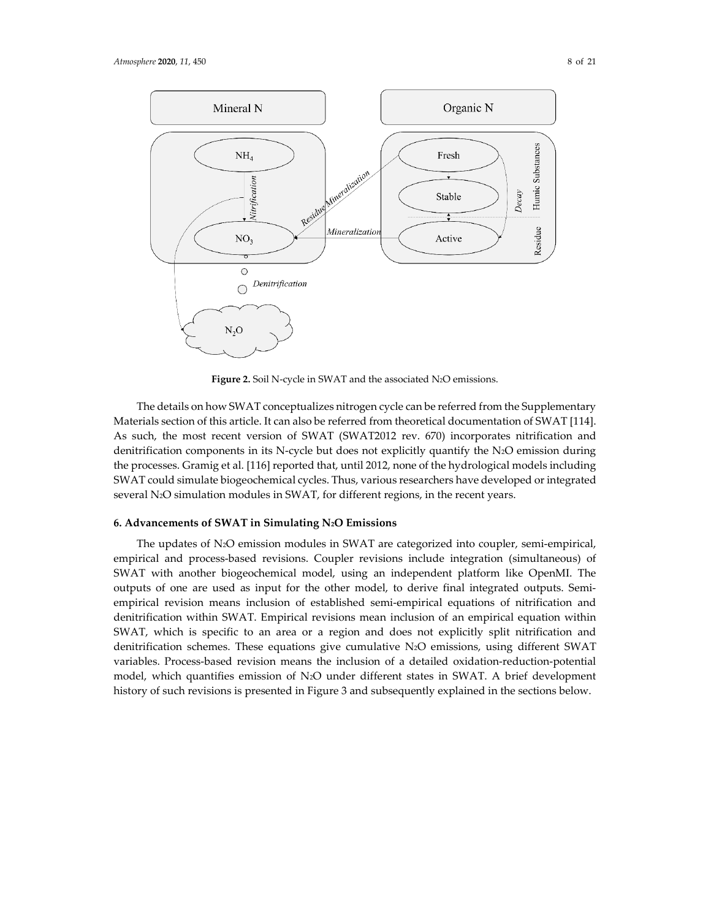**Figure 2.** Soil N-cycle in SWAT and the associated $N_2O$ emissions.

The details on how SWAT conceptualizes nitrogen cycle can be referred from the Supplementary Materials section of this article. It can also be referred from theoretical documentation of SWAT [114]. As such, the most recent version of SWAT (SWAT2012 rev. 670) incorporates nitrification and denitrification components in its N-cycle but does not explicitly quantify the $N_2O$ emission during the processes. Gramig et al. [116] reported that, until 2012, none of the hydrological models including SWAT could simulate biogeochemical cycles. Thus, various researchers have developed or integrated several $N_2O$ simulation modules in SWAT, for different regions, in the recent years.

## 6. Advancements of SWAT in Simulating $N_2O$ Emissions

The updates of $N_2O$ emission modules in SWAT are categorized into coupler, semi-empirical, empirical and process-based revisions. Coupler revisions include integration (simultaneous) of SWAT with another biogeochemical model, using an independent platform like OpenMI. The outputs of one are used as input for the other model, to derive final integrated outputs. Semi-empirical revision means inclusion of established semi-empirical equations of nitrification and denitrification within SWAT. Empirical revisions mean inclusion of an empirical equation within SWAT, which is specific to an area or a region and does not explicitly split nitrification and denitrification schemes. These equations give cumulative $N_2O$ emissions, using different SWAT variables. Process-based revision means the inclusion of a detailed oxidation-reduction-potential model, which quantifies emission of $N_2O$ under different states in SWAT. A brief development history of such revisions is presented in Figure 3 and subsequently explained in the sections below.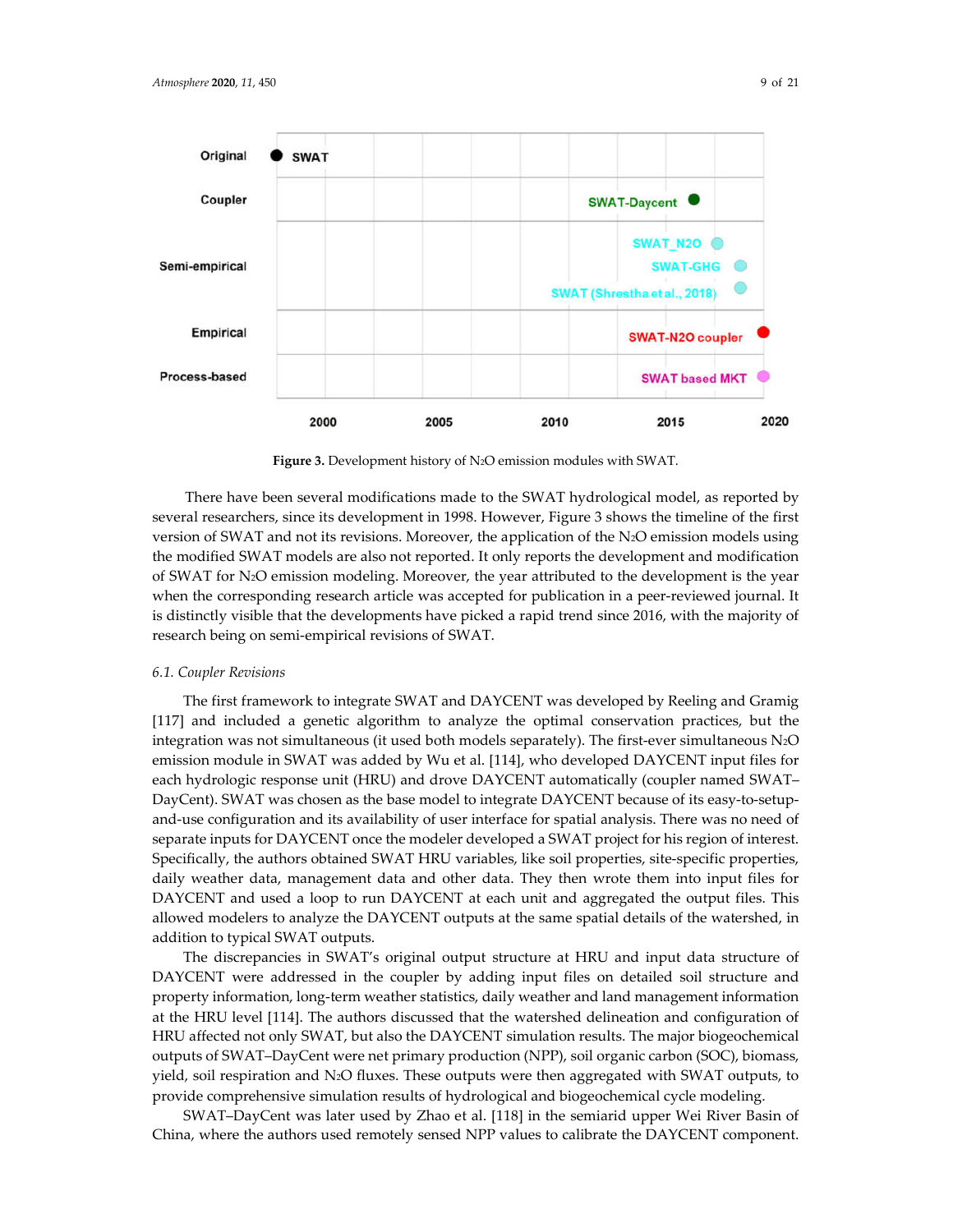**Figure 3.** Development history of $N_2O$ emission modules with SWAT.

There have been several modifications made to the SWAT hydrological model, as reported by several researchers, since its development in 1998. However, Figure 3 shows the timeline of the first version of SWAT and not its revisions. Moreover, the application of the $N_2O$ emission models using the modified SWAT models are also not reported. It only reports the development and modification of SWAT for $N_2O$ emission modeling. Moreover, the year attributed to the development is the year when the corresponding research article was accepted for publication in a peer-reviewed journal. It is distinctly visible that the developments have picked a rapid trend since 2016, with the majority of research being on semi-empirical revisions of SWAT.

### 6.1. Coupler Revisions

The first framework to integrate SWAT and DAYCENT was developed by Reeling and Gramig [117] and included a genetic algorithm to analyze the optimal conservation practices, but the integration was not simultaneous (it used both models separately). The first-ever simultaneous $N_2O$ emission module in SWAT was added by Wu et al. [114], who developed DAYCENT input files for each hydrologic response unit (HRU) and drove DAYCENT automatically (coupler named SWAT–DayCent). SWAT was chosen as the base model to integrate DAYCENT because of its easy-to-setup-and-use configuration and its availability of user interface for spatial analysis. There was no need of separate inputs for DAYCENT once the modeler developed a SWAT project for his region of interest. Specifically, the authors obtained SWAT HRU variables, like soil properties, site-specific properties, daily weather data, management data and other data. They then wrote them into input files for DAYCENT and used a loop to run DAYCENT at each unit and aggregated the output files. This allowed modelers to analyze the DAYCENT outputs at the same spatial details of the watershed, in addition to typical SWAT outputs.

The discrepancies in SWAT's original output structure at HRU and input data structure of DAYCENT were addressed in the coupler by adding input files on detailed soil structure and property information, long-term weather statistics, daily weather and land management information at the HRU level [114]. The authors discussed that the watershed delineation and configuration of HRU affected not only SWAT, but also the DAYCENT simulation results. The major biogeochemical outputs of SWAT–DayCent were net primary production (NPP), soil organic carbon (SOC), biomass, yield, soil respiration and $N_2O$ fluxes. These outputs were then aggregated with SWAT outputs, to provide comprehensive simulation results of hydrological and biogeochemical cycle modeling.

SWAT–DayCent was later used by Zhao et al. [118] in the semiarid upper Wei River Basin of China, where the authors used remotely sensed NPP values to calibrate the DAYCENT component.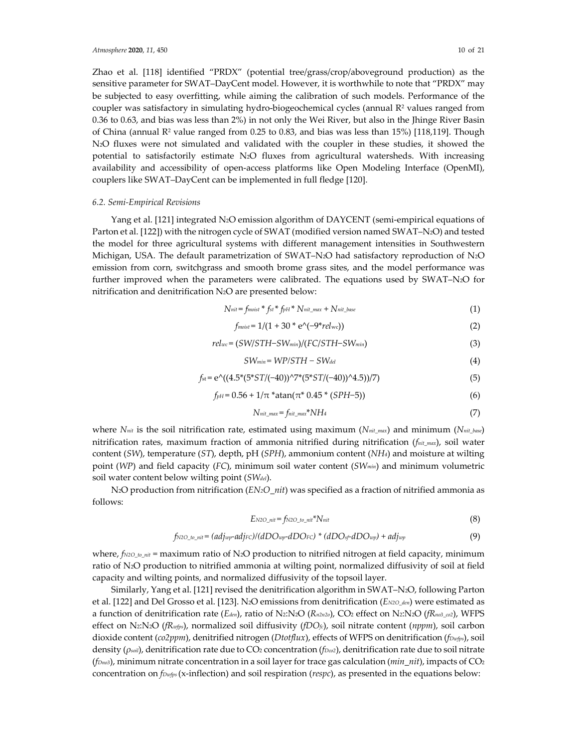Zhao et al. [118] identified "PRDX" (potential tree/grass/crop/aboveground production) as the sensitive parameter for SWAT–DayCent model. However, it is worthwhile to note that "PRDX" may be subjected to easy overfitting, while aiming the calibration of such models. Performance of the coupler was satisfactory in simulating hydro-biogeochemical cycles (annual $R^2$ values ranged from 0.36 to 0.63, and bias was less than 2%) in not only the Wei River, but also in the Jhinge River Basin of China (annual $R^2$ value ranged from 0.25 to 0.83, and bias was less than 15%) [118,119]. Though $N_2O$ fluxes were not simulated and validated with the coupler in these studies, it showed the potential to satisfactorily estimate $N_2O$ fluxes from agricultural watersheds. With increasing availability and accessibility of open-access platforms like Open Modeling Interface (OpenMI), couplers like SWAT–DayCent can be implemented in full fledge [120].

### 6.2. Semi-Empirical Revisions

Yang et al. [121] integrated $N_2O$ emission algorithm of DAYCENT (semi-empirical equations of Parton et al. [122]) with the nitrogen cycle of SWAT (modified version named SWAT–$N_2O$) and tested the model for three agricultural systems with different management intensities in Southwestern Michigan, USA. The default parametrization of SWAT–$N_2O$ had satisfactory reproduction of $N_2O$ emission from corn, switchgrass and smooth brome grass sites, and the model performance was further improved when the parameters were calibrated. The equations used by SWAT–$N_2O$ for nitrification and denitrification $N_2O$ are presented below:

$$N_{nit} = f_{moist} * f_{st} * f_{pH} * N_{nit\_max} + N_{nit\_base} \tag{1}$$

$$f_{moist} = 1/(1 + 30 * e\text{\^{}}(-9*rel_{wc})) \tag{2}$$

$$rel_{wc} = (SW/STH - SW_{min})/(FC/STH - SW_{min}) \tag{3}$$

$$SW_{min} = WP/STH - SW_{del} \tag{4}$$

$$f_{st} = e\text{\^{}}((4.5*(5*ST/(-40))\text{\^{}}7*(5*ST/(-40))\text{\^{}}4.5))/7) \tag{5}$$

$$f_{pH} = 0.56 + 1/\pi * \mathrm{atan}(\pi * 0.45 * (SPH - 5)) \tag{6}$$

$$N_{nit\_max} = f_{nit\_max} * NH_4 \tag{7}$$

where $N_{nit}$ is the soil nitrification rate, estimated using maximum ($N_{nit\_max}$) and minimum ($N_{nit\_base}$) nitrification rates, maximum fraction of ammonia nitrified during nitrification ($f_{nit\_max}$), soil water content ($SW$), temperature ($ST$), depth, pH ($SPH$), ammonium content ($NH_4$) and moisture at wilting point ($WP$) and field capacity ($FC$), minimum soil water content ($SW_{min}$) and minimum volumetric soil water content below wilting point ($SW_{del}$).

$N_2O$ production from nitrification ($EN_2O\_nit$) was specified as a fraction of nitrified ammonia as follows:

$$E_{N2O\_nit} = f_{N2O\_to\_nit} * N_{nit} \tag{8}$$

$$f_{N2O\_to\_nit} = (adj_{wp} - adj_{FC})/(dDO_{wp} - dDO_{FC}) * (dDO_{sf} - dDO_{wp}) + adj_{wp} \tag{9}$$

where, $f_{N2O\_to\_nit}$ = maximum ratio of $N_2O$ production to nitrified nitrogen at field capacity, minimum ratio of $N_2O$ production to nitrified ammonia at wilting point, normalized diffusivity of soil at field capacity and wilting points, and normalized diffusivity of the topsoil layer.

Similarly, Yang et al. [121] revised the denitrification algorithm in SWAT–$N_2O$, following Parton et al. [122] and Del Grosso et al. [123]. $N_2O$ emissions from denitrification ($E_{N2O\_den}$) were estimated as a function of denitrification rate ($E_{den}$), ratio of $N_2$:$N_2O$ ($R_{n2n2o}$), $CO_2$ effect on $N_2$:$N_2O$ ($fR_{no3\_co2}$), WFPS effect on $N_2$:$N_2O$ ($fR_{wfps}$), normalized soil diffusivity ($fDO_{fc}$), soil nitrate content ($nppm$), soil carbon dioxide content ($co2ppm$), denitrified nitrogen ($Dtotflux$), effects of WFPS on denitrification ($f_{Dwfps}$), soil density ($\rho_{soil}$), denitrification rate due to $CO_2$ concentration ($f_{Dco2}$), denitrification rate due to soil nitrate ($f_{Dno3}$), minimum nitrate concentration in a soil layer for trace gas calculation ($min\_nit$), impacts of $CO_2$ concentration on $f_{Dwfps}$ (x-inflection) and soil respiration ($respc$), as presented in the equations below: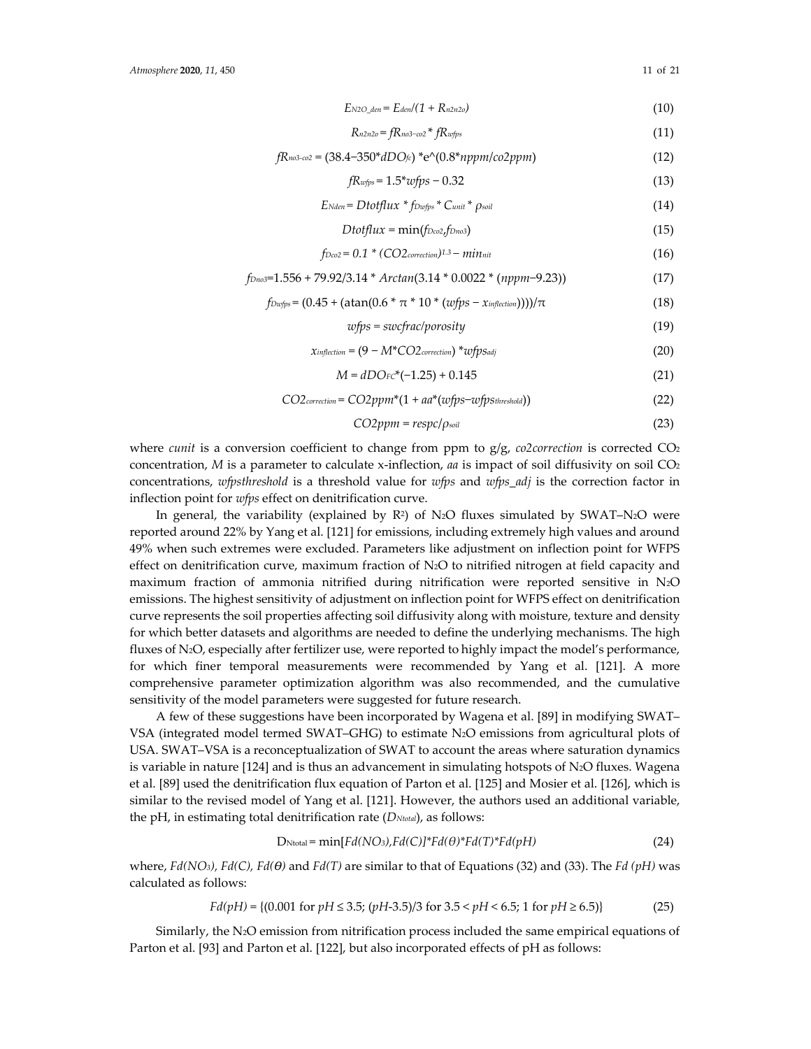$$E_{N2O\_den} = E_{den}/(1 + R_{n2n2o}) \quad (10)$$

$$R_{n2n2o} = fR_{no3-co2} * fR_{wfps} \quad (11)$$

$$fR_{no3\text{-}co2} = (38.4-350*dDO_{fc}) *e\text{^}(0.8*nppm/co2ppm) \quad (12)$$

$$fR_{wfps} = 1.5*wfps - 0.32 \quad (13)$$

$$E_{Nden} = Dtotflux * f_{Dwfps} * C_{unit} * \rho_{soil} \quad (14)$$

$$Dtotflux = \min(f_{Dco2}, f_{Dno3}) \quad (15)$$

$$f_{Dco2} = 0.1 * (CO2_{correction})^{1.3} - min_{nit} \quad (16)$$

$$f_{Dno3} = 1.556 + 79.92/3.14 * Arctan(3.14 * 0.0022 * (nppm-9.23)) \quad (17)$$

$$f_{Dwfps} = (0.45 + (\text{atan}(0.6 * \pi * 10 * (wfps - x_{inflection}))))/\pi \quad (18)$$

$$wfps = swcfrac/porosity \quad (19)$$

$$x_{inflection} = (9 - M*CO2_{correction}) *wfps_{adj} \quad (20)$$

$$M = dDO_{FC}*(-1.25) + 0.145 \quad (21)$$

$$CO2_{correction} = CO2ppm*(1 + aa*(wfps - wfps_{threshold})) \quad (22)$$

$$CO2ppm = respc/\rho_{soil} \quad (23)$$

where *cunit* is a conversion coefficient to change from ppm to g/g, *co2correction* is corrected $CO_2$ concentration, *M* is a parameter to calculate x-inflection, *aa* is impact of soil diffusivity on soil $CO_2$ concentrations, *wfpsthreshold* is a threshold value for *wfps* and *wfps_adj* is the correction factor in inflection point for *wfps* effect on denitrification curve.

In general, the variability (explained by $R^2$) of $N_2O$ fluxes simulated by SWAT–$N_2O$ were reported around 22% by Yang et al. [121] for emissions, including extremely high values and around 49% when such extremes were excluded. Parameters like adjustment on inflection point for WFPS effect on denitrification curve, maximum fraction of $N_2O$ to nitrified nitrogen at field capacity and maximum fraction of ammonia nitrified during nitrification were reported sensitive in $N_2O$ emissions. The highest sensitivity of adjustment on inflection point for WFPS effect on denitrification curve represents the soil properties affecting soil diffusivity along with moisture, texture and density for which better datasets and algorithms are needed to define the underlying mechanisms. The high fluxes of $N_2O$, especially after fertilizer use, were reported to highly impact the model's performance, for which finer temporal measurements were recommended by Yang et al. [121]. A more comprehensive parameter optimization algorithm was also recommended, and the cumulative sensitivity of the model parameters were suggested for future research.

A few of these suggestions have been incorporated by Wagena et al. [89] in modifying SWAT–VSA (integrated model termed SWAT–GHG) to estimate $N_2O$ emissions from agricultural plots of USA. SWAT–VSA is a reconceptualization of SWAT to account the areas where saturation dynamics is variable in nature [124] and is thus an advancement in simulating hotspots of $N_2O$ fluxes. Wagena et al. [89] used the denitrification flux equation of Parton et al. [125] and Mosier et al. [126], which is similar to the revised model of Yang et al. [121]. However, the authors used an additional variable, the pH, in estimating total denitrification rate ($D_{Ntotal}$), as follows:

$$D_{Ntotal} = \min[Fd(NO_3), Fd(C)]*Fd(\theta)*Fd(T)*Fd(pH) \quad (24)$$

where, $Fd(NO_3)$, $Fd(C)$, $Fd(\theta)$ and $Fd(T)$ are similar to that of Equations (32) and (33). The $Fd(pH)$ was calculated as follows:

$$Fd(pH) = \{(0.001 \text{ for } pH \leq 3.5;\ (pH\text{-}3.5)/3 \text{ for } 3.5 < pH < 6.5;\ 1 \text{ for } pH \geq 6.5)\} \quad (25)$$

Similarly, the $N_2O$ emission from nitrification process included the same empirical equations of Parton et al. [93] and Parton et al. [122], but also incorporated effects of pH as follows: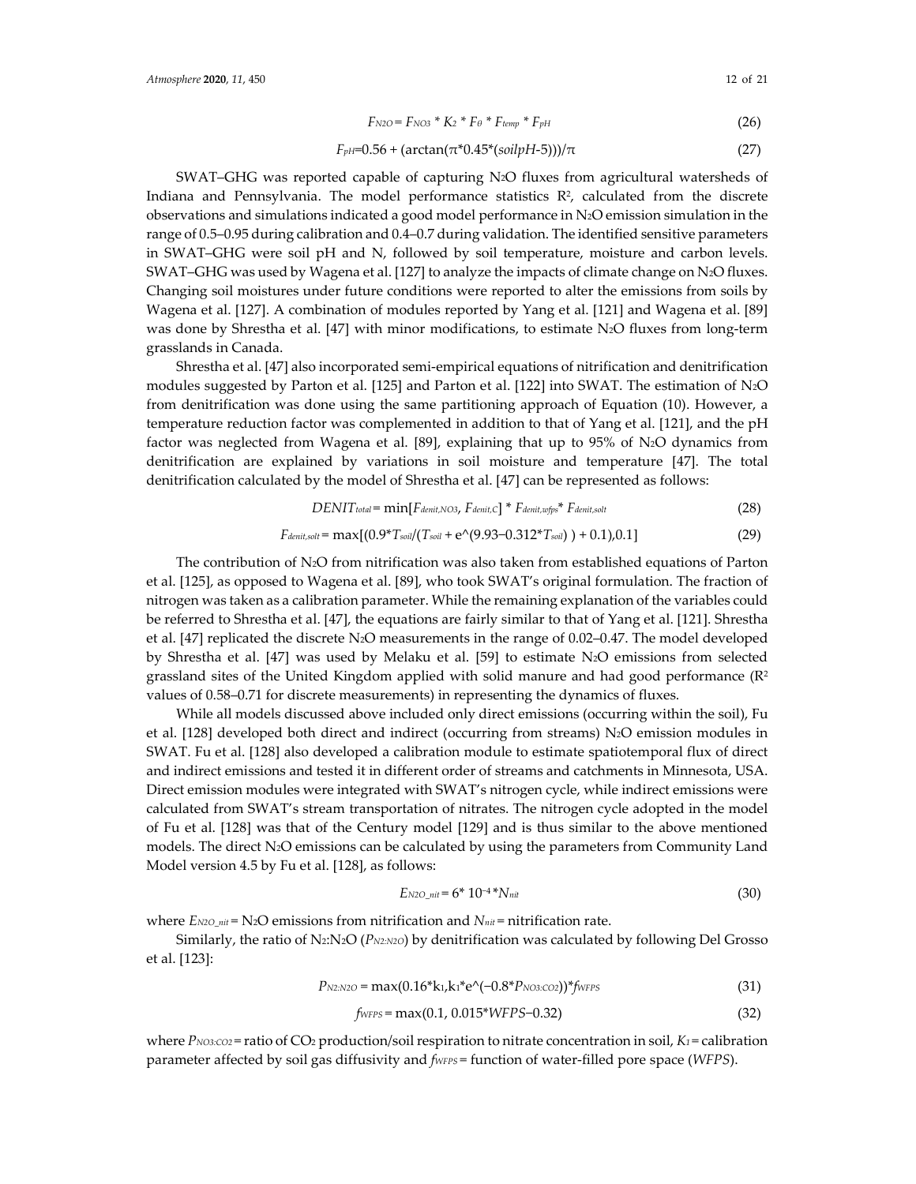$$F_{N2O} = F_{NO3} * K_2 * F_\theta * F_{temp} * F_{pH} \quad (26)$$

$$F_{pH} = 0.56 + (\arctan(\pi * 0.45 * (soilpH - 5)))/\pi \quad (27)$$

SWAT–GHG was reported capable of capturing $N_2O$ fluxes from agricultural watersheds of Indiana and Pennsylvania. The model performance statistics $R^2$, calculated from the discrete observations and simulations indicated a good model performance in $N_2O$ emission simulation in the range of 0.5–0.95 during calibration and 0.4–0.7 during validation. The identified sensitive parameters in SWAT–GHG were soil pH and N, followed by soil temperature, moisture and carbon levels. SWAT–GHG was used by Wagena et al. [127] to analyze the impacts of climate change on $N_2O$ fluxes. Changing soil moistures under future conditions were reported to alter the emissions from soils by Wagena et al. [127]. A combination of modules reported by Yang et al. [121] and Wagena et al. [89] was done by Shrestha et al. [47] with minor modifications, to estimate $N_2O$ fluxes from long-term grasslands in Canada.

Shrestha et al. [47] also incorporated semi-empirical equations of nitrification and denitrification modules suggested by Parton et al. [125] and Parton et al. [122] into SWAT. The estimation of $N_2O$ from denitrification was done using the same partitioning approach of Equation (10). However, a temperature reduction factor was complemented in addition to that of Yang et al. [121], and the pH factor was neglected from Wagena et al. [89], explaining that up to 95% of $N_2O$ dynamics from denitrification are explained by variations in soil moisture and temperature [47]. The total denitrification calculated by the model of Shrestha et al. [47] can be represented as follows:

$$DENIT_{total} = \min[F_{denit,NO3}, F_{denit,C}] * F_{denit,wfps} * F_{denit,solt} \quad (28)$$

$$F_{denit,solt} = \max[(0.9 * T_{soil}/(T_{soil} + e\text{^}(9.93 - 0.312 * T_{soil})) + 0.1), 0.1] \quad (29)$$

The contribution of $N_2O$ from nitrification was also taken from established equations of Parton et al. [125], as opposed to Wagena et al. [89], who took SWAT's original formulation. The fraction of nitrogen was taken as a calibration parameter. While the remaining explanation of the variables could be referred to Shrestha et al. [47], the equations are fairly similar to that of Yang et al. [121]. Shrestha et al. [47] replicated the discrete $N_2O$ measurements in the range of 0.02–0.47. The model developed by Shrestha et al. [47] was used by Melaku et al. [59] to estimate $N_2O$ emissions from selected grassland sites of the United Kingdom applied with solid manure and had good performance ($R^2$ values of 0.58–0.71 for discrete measurements) in representing the dynamics of fluxes.

While all models discussed above included only direct emissions (occurring within the soil), Fu et al. [128] developed both direct and indirect (occurring from streams) $N_2O$ emission modules in SWAT. Fu et al. [128] also developed a calibration module to estimate spatiotemporal flux of direct and indirect emissions and tested it in different order of streams and catchments in Minnesota, USA. Direct emission modules were integrated with SWAT's nitrogen cycle, while indirect emissions were calculated from SWAT's stream transportation of nitrates. The nitrogen cycle adopted in the model of Fu et al. [128] was that of the Century model [129] and is thus similar to the above mentioned models. The direct $N_2O$ emissions can be calculated by using the parameters from Community Land Model version 4.5 by Fu et al. [128], as follows:

$$E_{N2O\_nit} = 6 * 10^{-4} * N_{nit} \quad (30)$$

where $E_{N2O\_nit}$ = $N_2O$ emissions from nitrification and $N_{nit}$ = nitrification rate.

Similarly, the ratio of $N_2$:$N_2O$ ($P_{N2:N2O}$) by denitrification was calculated by following Del Grosso et al. [123]:

$$P_{N2:N2O} = \max(0.16 * k_1, k_1 * e\text{^}(-0.8 * P_{NO3:CO2})) * f_{WFPS} \quad (31)$$

$$f_{WFPS} = \max(0.1, 0.015 * WFPS - 0.32) \quad (32)$$

where $P_{NO3:CO2}$ = ratio of $CO_2$ production/soil respiration to nitrate concentration in soil, $K_1$ = calibration parameter affected by soil gas diffusivity and $f_{WFPS}$ = function of water-filled pore space ($WFPS$).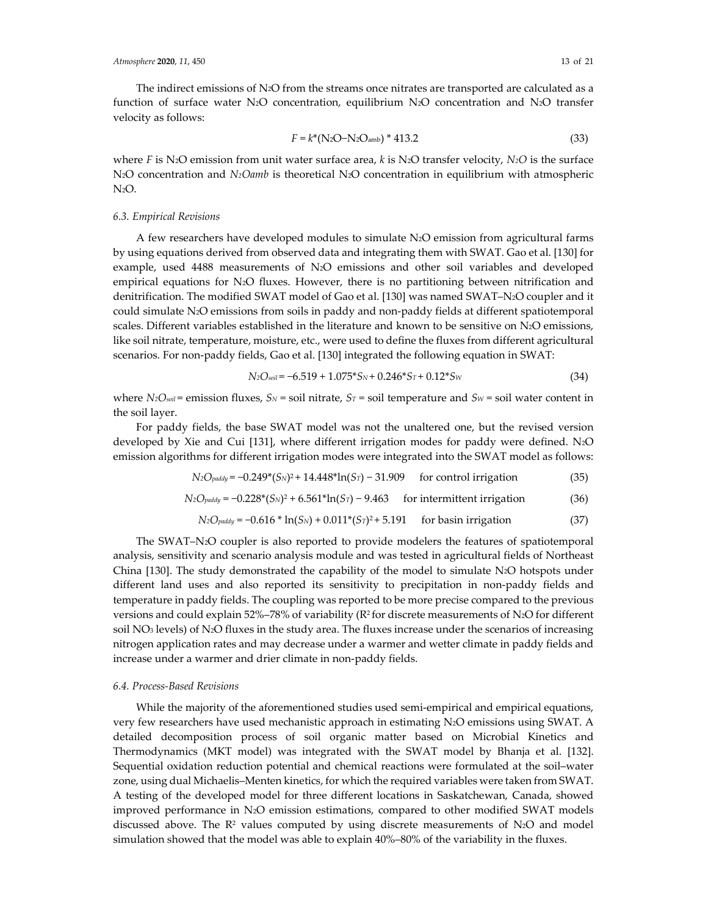The indirect emissions of $N_2O$ from the streams once nitrates are transported are calculated as a function of surface water $N_2O$ concentration, equilibrium $N_2O$ concentration and $N_2O$ transfer velocity as follows:

$$F = k*(N_2O - N_2O_{amb}) * 413.2 \tag{33}$$

where $F$ is $N_2O$ emission from unit water surface area, $k$ is $N_2O$ transfer velocity, $N_2O$ is the surface $N_2O$ concentration and $N_2Oamb$ is theoretical $N_2O$ concentration in equilibrium with atmospheric $N_2O$.

### 6.3. Empirical Revisions

A few researchers have developed modules to simulate $N_2O$ emission from agricultural farms by using equations derived from observed data and integrating them with SWAT. Gao et al. [130] for example, used 4488 measurements of $N_2O$ emissions and other soil variables and developed empirical equations for $N_2O$ fluxes. However, there is no partitioning between nitrification and denitrification. The modified SWAT model of Gao et al. [130] was named SWAT–$N_2O$ coupler and it could simulate $N_2O$ emissions from soils in paddy and non-paddy fields at different spatiotemporal scales. Different variables established in the literature and known to be sensitive on $N_2O$ emissions, like soil nitrate, temperature, moisture, etc., were used to define the fluxes from different agricultural scenarios. For non-paddy fields, Gao et al. [130] integrated the following equation in SWAT:

$$N_2O_{soil} = -6.519 + 1.075*S_N + 0.246*S_T + 0.12*S_W \tag{34}$$

where $N_2O_{soil}$ = emission fluxes, $S_N$ = soil nitrate, $S_T$ = soil temperature and $S_W$ = soil water content in the soil layer.

For paddy fields, the base SWAT model was not the unaltered one, but the revised version developed by Xie and Cui [131], where different irrigation modes for paddy were defined. $N_2O$ emission algorithms for different irrigation modes were integrated into the SWAT model as follows:

$$N_2O_{paddy} = -0.249*(S_N)^2 + 14.448*\ln(S_T) - 31.909 \quad \text{for control irrigation} \tag{35}$$

$$N_2O_{paddy} = -0.228*(S_N)^2 + 6.561*\ln(S_T) - 9.463 \quad \text{for intermittent irrigation} \tag{36}$$

$$N_2O_{paddy} = -0.616 * \ln(S_N) + 0.011*(S_T)^2 + 5.191 \quad \text{for basin irrigation} \tag{37}$$

The SWAT–$N_2O$ coupler is also reported to provide modelers the features of spatiotemporal analysis, sensitivity and scenario analysis module and was tested in agricultural fields of Northeast China [130]. The study demonstrated the capability of the model to simulate $N_2O$ hotspots under different land uses and also reported its sensitivity to precipitation in non-paddy fields and temperature in paddy fields. The coupling was reported to be more precise compared to the previous versions and could explain 52%–78% of variability ($R^2$ for discrete measurements of $N_2O$ for different soil $NO_3$ levels) of $N_2O$ fluxes in the study area. The fluxes increase under the scenarios of increasing nitrogen application rates and may decrease under a warmer and wetter climate in paddy fields and increase under a warmer and drier climate in non-paddy fields.

### 6.4. Process-Based Revisions

While the majority of the aforementioned studies used semi-empirical and empirical equations, very few researchers have used mechanistic approach in estimating $N_2O$ emissions using SWAT. A detailed decomposition process of soil organic matter based on Microbial Kinetics and Thermodynamics (MKT model) was integrated with the SWAT model by Bhanja et al. [132]. Sequential oxidation reduction potential and chemical reactions were formulated at the soil–water zone, using dual Michaelis–Menten kinetics, for which the required variables were taken from SWAT. A testing of the developed model for three different locations in Saskatchewan, Canada, showed improved performance in $N_2O$ emission estimations, compared to other modified SWAT models discussed above. The $R^2$ values computed by using discrete measurements of $N_2O$ and model simulation showed that the model was able to explain 40%–80% of the variability in the fluxes.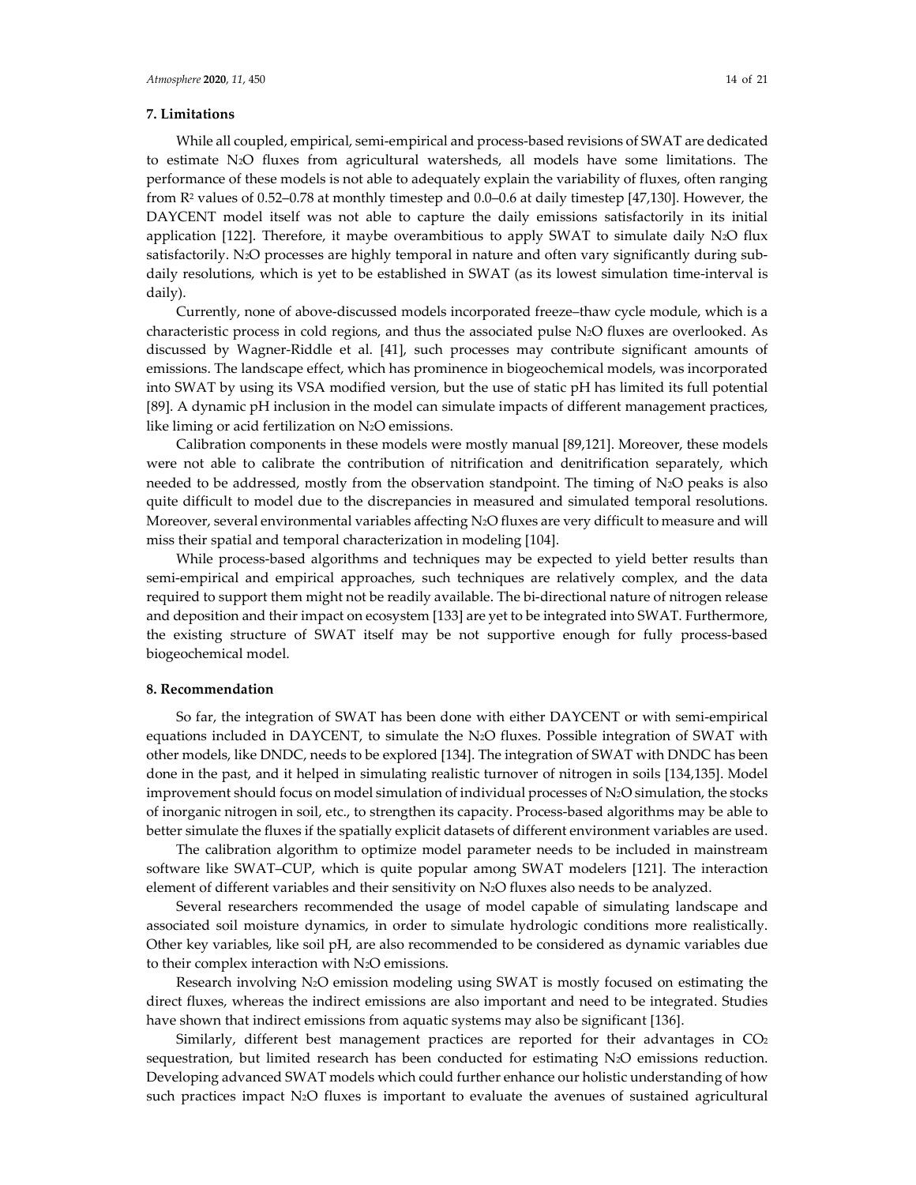## 7. Limitations

While all coupled, empirical, semi-empirical and process-based revisions of SWAT are dedicated to estimate $N_2O$ fluxes from agricultural watersheds, all models have some limitations. The performance of these models is not able to adequately explain the variability of fluxes, often ranging from $R^2$ values of 0.52–0.78 at monthly timestep and 0.0–0.6 at daily timestep [47,130]. However, the DAYCENT model itself was not able to capture the daily emissions satisfactorily in its initial application [122]. Therefore, it maybe overambitious to apply SWAT to simulate daily $N_2O$ flux satisfactorily. $N_2O$ processes are highly temporal in nature and often vary significantly during sub-daily resolutions, which is yet to be established in SWAT (as its lowest simulation time-interval is daily).

Currently, none of above-discussed models incorporated freeze–thaw cycle module, which is a characteristic process in cold regions, and thus the associated pulse $N_2O$ fluxes are overlooked. As discussed by Wagner-Riddle et al. [41], such processes may contribute significant amounts of emissions. The landscape effect, which has prominence in biogeochemical models, was incorporated into SWAT by using its VSA modified version, but the use of static pH has limited its full potential [89]. A dynamic pH inclusion in the model can simulate impacts of different management practices, like liming or acid fertilization on $N_2O$ emissions.

Calibration components in these models were mostly manual [89,121]. Moreover, these models were not able to calibrate the contribution of nitrification and denitrification separately, which needed to be addressed, mostly from the observation standpoint. The timing of $N_2O$ peaks is also quite difficult to model due to the discrepancies in measured and simulated temporal resolutions. Moreover, several environmental variables affecting $N_2O$ fluxes are very difficult to measure and will miss their spatial and temporal characterization in modeling [104].

While process-based algorithms and techniques may be expected to yield better results than semi-empirical and empirical approaches, such techniques are relatively complex, and the data required to support them might not be readily available. The bi-directional nature of nitrogen release and deposition and their impact on ecosystem [133] are yet to be integrated into SWAT. Furthermore, the existing structure of SWAT itself may be not supportive enough for fully process-based biogeochemical model.

## 8. Recommendation

So far, the integration of SWAT has been done with either DAYCENT or with semi-empirical equations included in DAYCENT, to simulate the $N_2O$ fluxes. Possible integration of SWAT with other models, like DNDC, needs to be explored [134]. The integration of SWAT with DNDC has been done in the past, and it helped in simulating realistic turnover of nitrogen in soils [134,135]. Model improvement should focus on model simulation of individual processes of $N_2O$ simulation, the stocks of inorganic nitrogen in soil, etc., to strengthen its capacity. Process-based algorithms may be able to better simulate the fluxes if the spatially explicit datasets of different environment variables are used.

The calibration algorithm to optimize model parameter needs to be included in mainstream software like SWAT–CUP, which is quite popular among SWAT modelers [121]. The interaction element of different variables and their sensitivity on $N_2O$ fluxes also needs to be analyzed.

Several researchers recommended the usage of model capable of simulating landscape and associated soil moisture dynamics, in order to simulate hydrologic conditions more realistically. Other key variables, like soil pH, are also recommended to be considered as dynamic variables due to their complex interaction with $N_2O$ emissions.

Research involving $N_2O$ emission modeling using SWAT is mostly focused on estimating the direct fluxes, whereas the indirect emissions are also important and need to be integrated. Studies have shown that indirect emissions from aquatic systems may also be significant [136].

Similarly, different best management practices are reported for their advantages in $CO_2$ sequestration, but limited research has been conducted for estimating $N_2O$ emissions reduction. Developing advanced SWAT models which could further enhance our holistic understanding of how such practices impact $N_2O$ fluxes is important to evaluate the avenues of sustained agricultural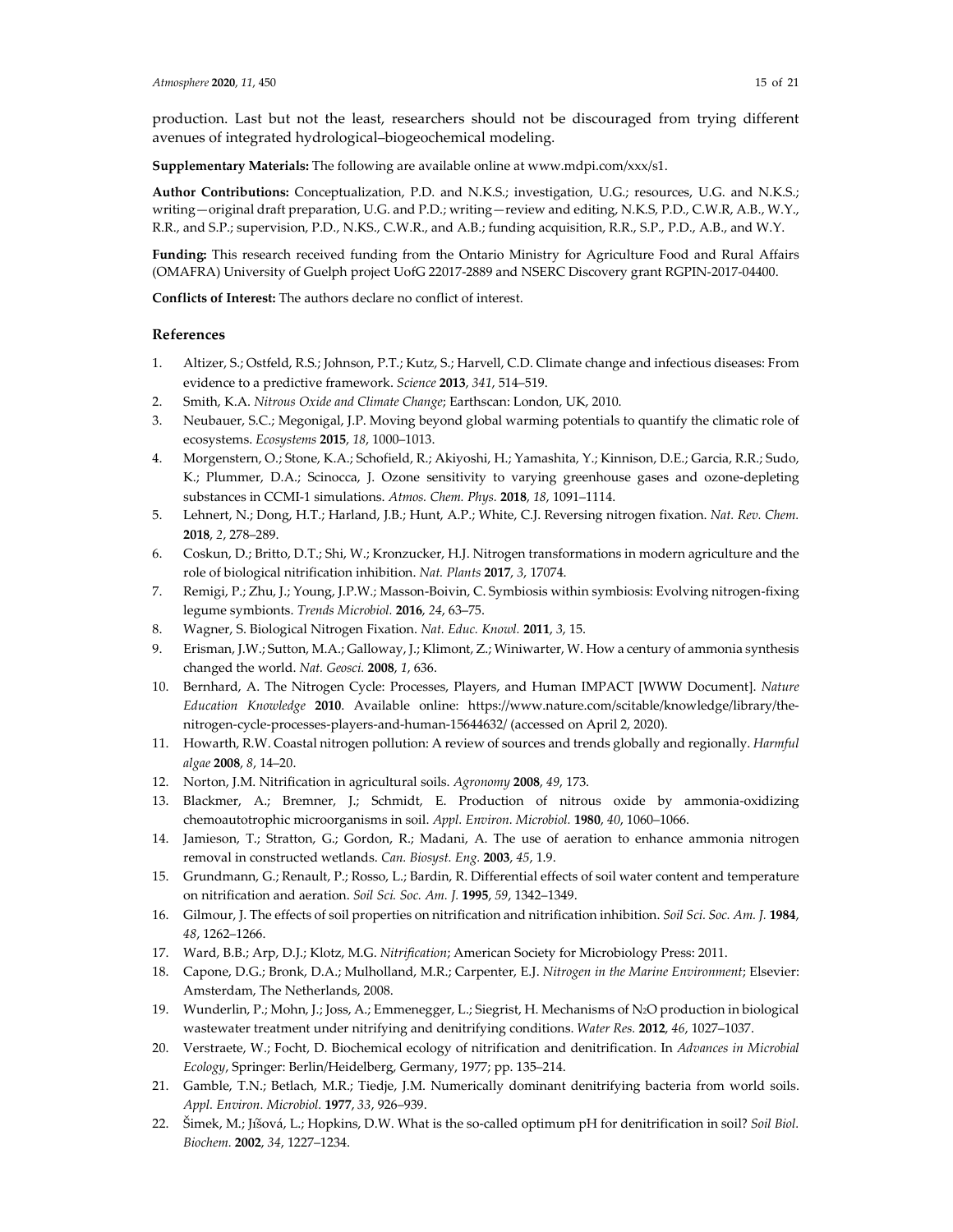production. Last but not the least, researchers should not be discouraged from trying different avenues of integrated hydrological–biogeochemical modeling.

**Supplementary Materials:** The following are available online at www.mdpi.com/xxx/s1.

**Author Contributions:** Conceptualization, P.D. and N.K.S.; investigation, U.G.; resources, U.G. and N.K.S.; writing—original draft preparation, U.G. and P.D.; writing—review and editing, N.K.S, P.D., C.W.R, A.B., W.Y., R.R., and S.P.; supervision, P.D., N.KS., C.W.R., and A.B.; funding acquisition, R.R., S.P., P.D., A.B., and W.Y.

**Funding:** This research received funding from the Ontario Ministry for Agriculture Food and Rural Affairs (OMAFRA) University of Guelph project UofG 22017-2889 and NSERC Discovery grant RGPIN-2017-04400.

**Conflicts of Interest:** The authors declare no conflict of interest.

## References

1. Altizer, S.; Ostfeld, R.S.; Johnson, P.T.; Kutz, S.; Harvell, C.D. Climate change and infectious diseases: From evidence to a predictive framework. *Science* **2013**, *341*, 514–519.
2. Smith, K.A. *Nitrous Oxide and Climate Change*; Earthscan: London, UK, 2010.
3. Neubauer, S.C.; Megonigal, J.P. Moving beyond global warming potentials to quantify the climatic role of ecosystems. *Ecosystems* **2015**, *18*, 1000–1013.
4. Morgenstern, O.; Stone, K.A.; Schofield, R.; Akiyoshi, H.; Yamashita, Y.; Kinnison, D.E.; Garcia, R.R.; Sudo, K.; Plummer, D.A.; Scinocca, J. Ozone sensitivity to varying greenhouse gases and ozone-depleting substances in CCMI-1 simulations. *Atmos. Chem. Phys.* **2018**, *18*, 1091–1114.
5. Lehnert, N.; Dong, H.T.; Harland, J.B.; Hunt, A.P.; White, C.J. Reversing nitrogen fixation. *Nat. Rev. Chem.* **2018**, *2*, 278–289.
6. Coskun, D.; Britto, D.T.; Shi, W.; Kronzucker, H.J. Nitrogen transformations in modern agriculture and the role of biological nitrification inhibition. *Nat. Plants* **2017**, *3*, 17074.
7. Remigi, P.; Zhu, J.; Young, J.P.W.; Masson-Boivin, C. Symbiosis within symbiosis: Evolving nitrogen-fixing legume symbionts. *Trends Microbiol.* **2016**, *24*, 63–75.
8. Wagner, S. Biological Nitrogen Fixation. *Nat. Educ. Knowl.* **2011**, *3*, 15.
9. Erisman, J.W.; Sutton, M.A.; Galloway, J.; Klimont, Z.; Winiwarter, W. How a century of ammonia synthesis changed the world. *Nat. Geosci.* **2008**, *1*, 636.
10. Bernhard, A. The Nitrogen Cycle: Processes, Players, and Human IMPACT [WWW Document]. *Nature Education Knowledge* **2010**. Available online: https://www.nature.com/scitable/knowledge/library/the-nitrogen-cycle-processes-players-and-human-15644632/ (accessed on April 2, 2020).
11. Howarth, R.W. Coastal nitrogen pollution: A review of sources and trends globally and regionally. *Harmful algae* **2008**, *8*, 14–20.
12. Norton, J.M. Nitrification in agricultural soils. *Agronomy* **2008**, *49*, 173.
13. Blackmer, A.; Bremner, J.; Schmidt, E. Production of nitrous oxide by ammonia-oxidizing chemoautotrophic microorganisms in soil. *Appl. Environ. Microbiol.* **1980**, *40*, 1060–1066.
14. Jamieson, T.; Stratton, G.; Gordon, R.; Madani, A. The use of aeration to enhance ammonia nitrogen removal in constructed wetlands. *Can. Biosyst. Eng.* **2003**, *45*, 1.9.
15. Grundmann, G.; Renault, P.; Rosso, L.; Bardin, R. Differential effects of soil water content and temperature on nitrification and aeration. *Soil Sci. Soc. Am. J.* **1995**, *59*, 1342–1349.
16. Gilmour, J. The effects of soil properties on nitrification and nitrification inhibition. *Soil Sci. Soc. Am. J.* **1984**, *48*, 1262–1266.
17. Ward, B.B.; Arp, D.J.; Klotz, M.G. *Nitrification*; American Society for Microbiology Press: 2011.
18. Capone, D.G.; Bronk, D.A.; Mulholland, M.R.; Carpenter, E.J. *Nitrogen in the Marine Environment*; Elsevier: Amsterdam, The Netherlands, 2008.
19. Wunderlin, P.; Mohn, J.; Joss, A.; Emmenegger, L.; Siegrist, H. Mechanisms of $N_2O$ production in biological wastewater treatment under nitrifying and denitrifying conditions. *Water Res.* **2012**, *46*, 1027–1037.
20. Verstraete, W.; Focht, D. Biochemical ecology of nitrification and denitrification. In *Advances in Microbial Ecology*, Springer: Berlin/Heidelberg, Germany, 1977; pp. 135–214.
21. Gamble, T.N.; Betlach, M.R.; Tiedje, J.M. Numerically dominant denitrifying bacteria from world soils. *Appl. Environ. Microbiol.* **1977**, *33*, 926–939.
22. Šimek, M.; Jíšová, L.; Hopkins, D.W. What is the so-called optimum pH for denitrification in soil? *Soil Biol. Biochem.* **2002**, *34*, 1227–1234.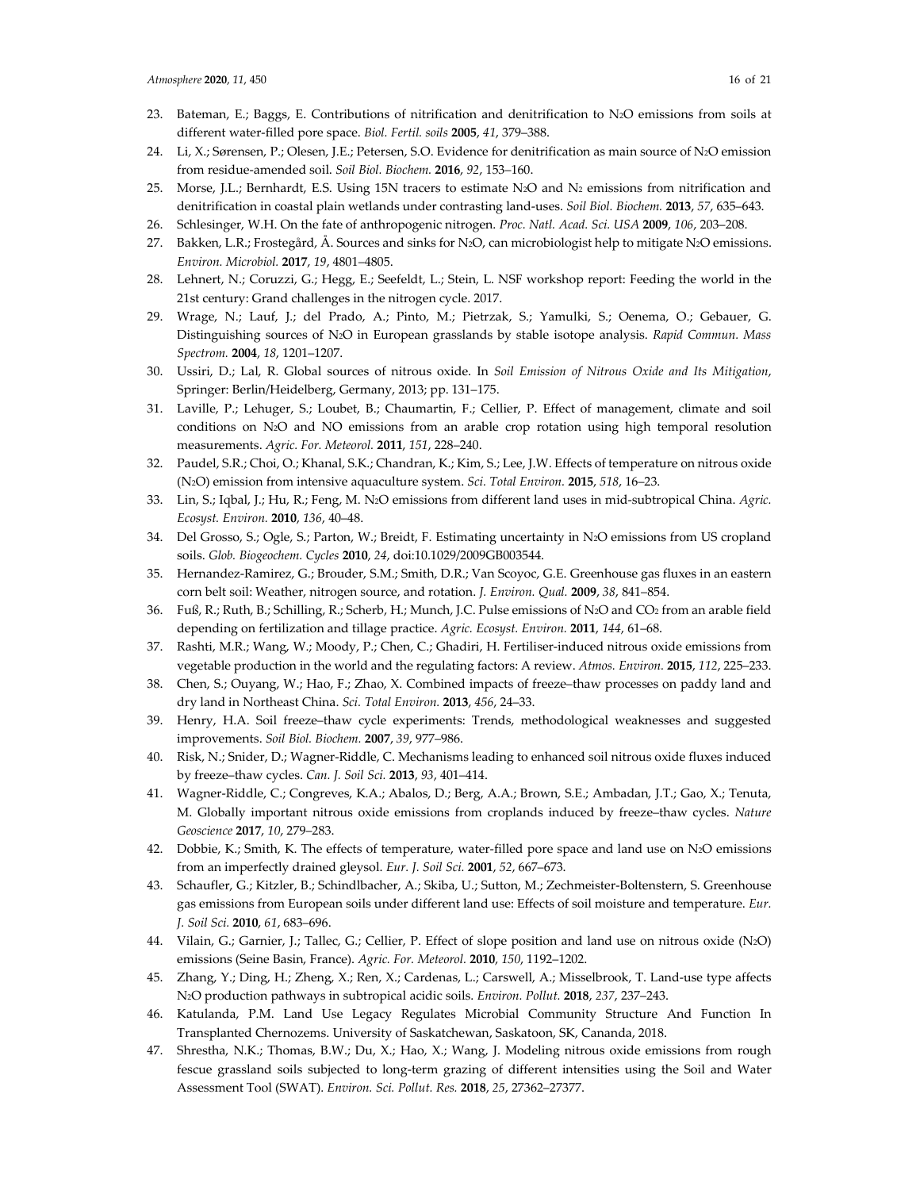23. Bateman, E.; Baggs, E. Contributions of nitrification and denitrification to $N_2O$ emissions from soils at different water-filled pore space. *Biol. Fertil. soils* **2005**, *41*, 379–388.
24. Li, X.; Sørensen, P.; Olesen, J.E.; Petersen, S.O. Evidence for denitrification as main source of $N_2O$ emission from residue-amended soil. *Soil Biol. Biochem.* **2016**, *92*, 153–160.
25. Morse, J.L.; Bernhardt, E.S. Using 15N tracers to estimate $N_2O$ and $N_2$ emissions from nitrification and denitrification in coastal plain wetlands under contrasting land-uses. *Soil Biol. Biochem.* **2013**, *57*, 635–643.
26. Schlesinger, W.H. On the fate of anthropogenic nitrogen. *Proc. Natl. Acad. Sci. USA* **2009**, *106*, 203–208.
27. Bakken, L.R.; Frostegård, Å. Sources and sinks for $N_2O$, can microbiologist help to mitigate $N_2O$ emissions. *Environ. Microbiol.* **2017**, *19*, 4801–4805.
28. Lehnert, N.; Coruzzi, G.; Hegg, E.; Seefeldt, L.; Stein, L. NSF workshop report: Feeding the world in the 21st century: Grand challenges in the nitrogen cycle. 2017.
29. Wrage, N.; Lauf, J.; del Prado, A.; Pinto, M.; Pietrzak, S.; Yamulki, S.; Oenema, O.; Gebauer, G. Distinguishing sources of $N_2O$ in European grasslands by stable isotope analysis. *Rapid Commun. Mass Spectrom.* **2004**, *18*, 1201–1207.
30. Ussiri, D.; Lal, R. Global sources of nitrous oxide. In *Soil Emission of Nitrous Oxide and Its Mitigation*, Springer: Berlin/Heidelberg, Germany, 2013; pp. 131–175.
31. Laville, P.; Lehuger, S.; Loubet, B.; Chaumartin, F.; Cellier, P. Effect of management, climate and soil conditions on $N_2O$ and NO emissions from an arable crop rotation using high temporal resolution measurements. *Agric. For. Meteorol.* **2011**, *151*, 228–240.
32. Paudel, S.R.; Choi, O.; Khanal, S.K.; Chandran, K.; Kim, S.; Lee, J.W. Effects of temperature on nitrous oxide ($N_2O$) emission from intensive aquaculture system. *Sci. Total Environ.* **2015**, *518*, 16–23.
33. Lin, S.; Iqbal, J.; Hu, R.; Feng, M. $N_2O$ emissions from different land uses in mid-subtropical China. *Agric. Ecosyst. Environ.* **2010**, *136*, 40–48.
34. Del Grosso, S.; Ogle, S.; Parton, W.; Breidt, F. Estimating uncertainty in $N_2O$ emissions from US cropland soils. *Glob. Biogeochem. Cycles* **2010**, *24*, doi:10.1029/2009GB003544.
35. Hernandez-Ramirez, G.; Brouder, S.M.; Smith, D.R.; Van Scoyoc, G.E. Greenhouse gas fluxes in an eastern corn belt soil: Weather, nitrogen source, and rotation. *J. Environ. Qual.* **2009**, *38*, 841–854.
36. Fuß, R.; Ruth, B.; Schilling, R.; Scherb, H.; Munch, J.C. Pulse emissions of $N_2O$ and $CO_2$ from an arable field depending on fertilization and tillage practice. *Agric. Ecosyst. Environ.* **2011**, *144*, 61–68.
37. Rashti, M.R.; Wang, W.; Moody, P.; Chen, C.; Ghadiri, H. Fertiliser-induced nitrous oxide emissions from vegetable production in the world and the regulating factors: A review. *Atmos. Environ.* **2015**, *112*, 225–233.
38. Chen, S.; Ouyang, W.; Hao, F.; Zhao, X. Combined impacts of freeze–thaw processes on paddy land and dry land in Northeast China. *Sci. Total Environ.* **2013**, *456*, 24–33.
39. Henry, H.A. Soil freeze–thaw cycle experiments: Trends, methodological weaknesses and suggested improvements. *Soil Biol. Biochem.* **2007**, *39*, 977–986.
40. Risk, N.; Snider, D.; Wagner-Riddle, C. Mechanisms leading to enhanced soil nitrous oxide fluxes induced by freeze–thaw cycles. *Can. J. Soil Sci.* **2013**, *93*, 401–414.
41. Wagner-Riddle, C.; Congreves, K.A.; Abalos, D.; Berg, A.A.; Brown, S.E.; Ambadan, J.T.; Gao, X.; Tenuta, M. Globally important nitrous oxide emissions from croplands induced by freeze–thaw cycles. *Nature Geoscience* **2017**, *10*, 279–283.
42. Dobbie, K.; Smith, K. The effects of temperature, water-filled pore space and land use on $N_2O$ emissions from an imperfectly drained gleysol. *Eur. J. Soil Sci.* **2001**, *52*, 667–673.
43. Schaufler, G.; Kitzler, B.; Schindlbacher, A.; Skiba, U.; Sutton, M.; Zechmeister-Boltenstern, S. Greenhouse gas emissions from European soils under different land use: Effects of soil moisture and temperature. *Eur. J. Soil Sci.* **2010**, *61*, 683–696.
44. Vilain, G.; Garnier, J.; Tallec, G.; Cellier, P. Effect of slope position and land use on nitrous oxide ($N_2O$) emissions (Seine Basin, France). *Agric. For. Meteorol.* **2010**, *150*, 1192–1202.
45. Zhang, Y.; Ding, H.; Zheng, X.; Ren, X.; Cardenas, L.; Carswell, A.; Misselbrook, T. Land-use type affects $N_2O$ production pathways in subtropical acidic soils. *Environ. Pollut.* **2018**, *237*, 237–243.
46. Katulanda, P.M. Land Use Legacy Regulates Microbial Community Structure And Function In Transplanted Chernozems. University of Saskatchewan, Saskatoon, SK, Cananda, 2018.
47. Shrestha, N.K.; Thomas, B.W.; Du, X.; Hao, X.; Wang, J. Modeling nitrous oxide emissions from rough fescue grassland soils subjected to long-term grazing of different intensities using the Soil and Water Assessment Tool (SWAT). *Environ. Sci. Pollut. Res.* **2018**, *25*, 27362–27377.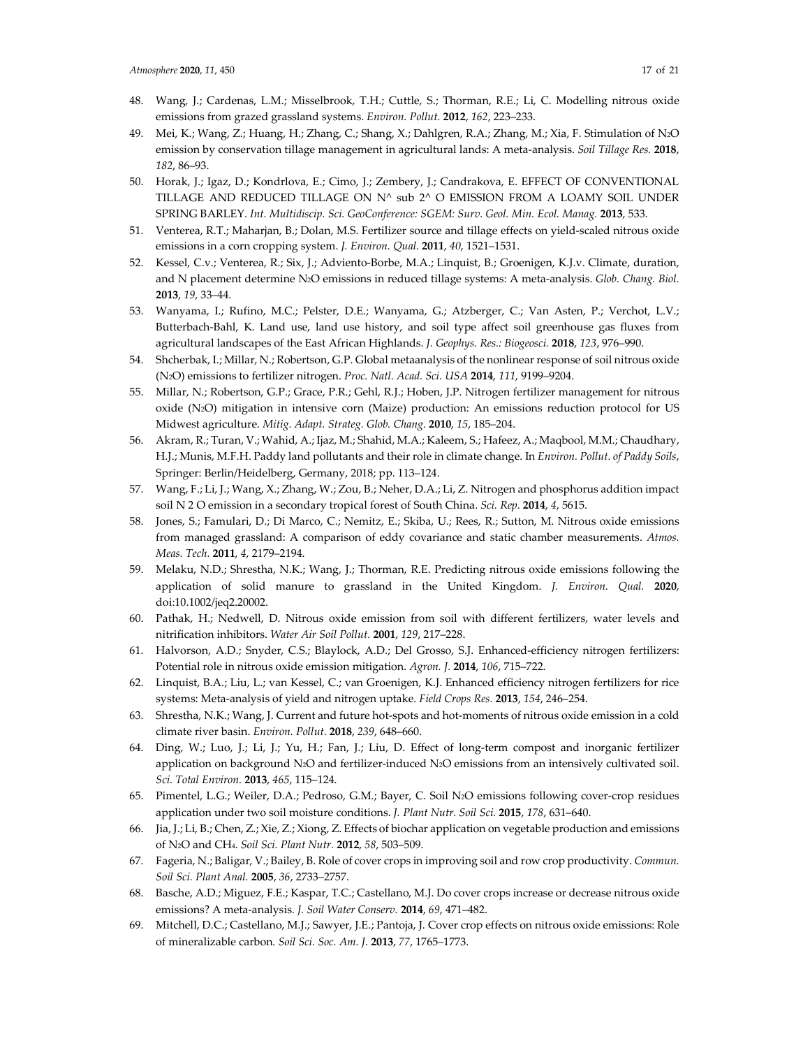48. Wang, J.; Cardenas, L.M.; Misselbrook, T.H.; Cuttle, S.; Thorman, R.E.; Li, C. Modelling nitrous oxide emissions from grazed grassland systems. *Environ. Pollut.* **2012**, *162*, 223–233.
49. Mei, K.; Wang, Z.; Huang, H.; Zhang, C.; Shang, X.; Dahlgren, R.A.; Zhang, M.; Xia, F. Stimulation of $N_2O$ emission by conservation tillage management in agricultural lands: A meta-analysis. *Soil Tillage Res.* **2018**, *182*, 86–93.
50. Horak, J.; Igaz, D.; Kondrlova, E.; Cimo, J.; Zembery, J.; Candrakova, E. EFFECT OF CONVENTIONAL TILLAGE AND REDUCED TILLAGE ON N^ sub 2^ O EMISSION FROM A LOAMY SOIL UNDER SPRING BARLEY. *Int. Multidiscip. Sci. GeoConference: SGEM: Surv. Geol. Min. Ecol. Manag.* **2013**, 533.
51. Venterea, R.T.; Maharjan, B.; Dolan, M.S. Fertilizer source and tillage effects on yield-scaled nitrous oxide emissions in a corn cropping system. *J. Environ. Qual.* **2011**, *40*, 1521–1531.
52. Kessel, C.v.; Venterea, R.; Six, J.; Adviento-Borbe, M.A.; Linquist, B.; Groenigen, K.J.v. Climate, duration, and N placement determine $N_2O$ emissions in reduced tillage systems: A meta-analysis. *Glob. Chang. Biol.* **2013**, *19*, 33–44.
53. Wanyama, I.; Rufino, M.C.; Pelster, D.E.; Wanyama, G.; Atzberger, C.; Van Asten, P.; Verchot, L.V.; Butterbach-Bahl, K. Land use, land use history, and soil type affect soil greenhouse gas fluxes from agricultural landscapes of the East African Highlands. *J. Geophys. Res.: Biogeosci.* **2018**, *123*, 976–990.
54. Shcherbak, I.; Millar, N.; Robertson, G.P. Global metaanalysis of the nonlinear response of soil nitrous oxide ($N_2O$) emissions to fertilizer nitrogen. *Proc. Natl. Acad. Sci. USA* **2014**, *111*, 9199–9204.
55. Millar, N.; Robertson, G.P.; Grace, P.R.; Gehl, R.J.; Hoben, J.P. Nitrogen fertilizer management for nitrous oxide ($N_2O$) mitigation in intensive corn (Maize) production: An emissions reduction protocol for US Midwest agriculture. *Mitig. Adapt. Strateg. Glob. Chang.* **2010**, *15*, 185–204.
56. Akram, R.; Turan, V.; Wahid, A.; Ijaz, M.; Shahid, M.A.; Kaleem, S.; Hafeez, A.; Maqbool, M.M.; Chaudhary, H.J.; Munis, M.F.H. Paddy land pollutants and their role in climate change. In *Environ. Pollut. of Paddy Soils*, Springer: Berlin/Heidelberg, Germany, 2018; pp. 113–124.
57. Wang, F.; Li, J.; Wang, X.; Zhang, W.; Zou, B.; Neher, D.A.; Li, Z. Nitrogen and phosphorus addition impact soil N 2 O emission in a secondary tropical forest of South China. *Sci. Rep.* **2014**, *4*, 5615.
58. Jones, S.; Famulari, D.; Di Marco, C.; Nemitz, E.; Skiba, U.; Rees, R.; Sutton, M. Nitrous oxide emissions from managed grassland: A comparison of eddy covariance and static chamber measurements. *Atmos. Meas. Tech.* **2011**, *4*, 2179–2194.
59. Melaku, N.D.; Shrestha, N.K.; Wang, J.; Thorman, R.E. Predicting nitrous oxide emissions following the application of solid manure to grassland in the United Kingdom. *J. Environ. Qual.* **2020**, doi:10.1002/jeq2.20002.
60. Pathak, H.; Nedwell, D. Nitrous oxide emission from soil with different fertilizers, water levels and nitrification inhibitors. *Water Air Soil Pollut.* **2001**, *129*, 217–228.
61. Halvorson, A.D.; Snyder, C.S.; Blaylock, A.D.; Del Grosso, S.J. Enhanced-efficiency nitrogen fertilizers: Potential role in nitrous oxide emission mitigation. *Agron. J.* **2014**, *106*, 715–722.
62. Linquist, B.A.; Liu, L.; van Kessel, C.; van Groenigen, K.J. Enhanced efficiency nitrogen fertilizers for rice systems: Meta-analysis of yield and nitrogen uptake. *Field Crops Res.* **2013**, *154*, 246–254.
63. Shrestha, N.K.; Wang, J. Current and future hot-spots and hot-moments of nitrous oxide emission in a cold climate river basin. *Environ. Pollut.* **2018**, *239*, 648–660.
64. Ding, W.; Luo, J.; Li, J.; Yu, H.; Fan, J.; Liu, D. Effect of long-term compost and inorganic fertilizer application on background $N_2O$ and fertilizer-induced $N_2O$ emissions from an intensively cultivated soil. *Sci. Total Environ.* **2013**, *465*, 115–124.
65. Pimentel, L.G.; Weiler, D.A.; Pedroso, G.M.; Bayer, C. Soil $N_2O$ emissions following cover-crop residues application under two soil moisture conditions. *J. Plant Nutr. Soil Sci.* **2015**, *178*, 631–640.
66. Jia, J.; Li, B.; Chen, Z.; Xie, Z.; Xiong, Z. Effects of biochar application on vegetable production and emissions of $N_2O$ and $CH_4$. *Soil Sci. Plant Nutr.* **2012**, *58*, 503–509.
67. Fageria, N.; Baligar, V.; Bailey, B. Role of cover crops in improving soil and row crop productivity. *Commun. Soil Sci. Plant Anal.* **2005**, *36*, 2733–2757.
68. Basche, A.D.; Miguez, F.E.; Kaspar, T.C.; Castellano, M.J. Do cover crops increase or decrease nitrous oxide emissions? A meta-analysis. *J. Soil Water Conserv.* **2014**, *69*, 471–482.
69. Mitchell, D.C.; Castellano, M.J.; Sawyer, J.E.; Pantoja, J. Cover crop effects on nitrous oxide emissions: Role of mineralizable carbon. *Soil Sci. Soc. Am. J.* **2013**, *77*, 1765–1773.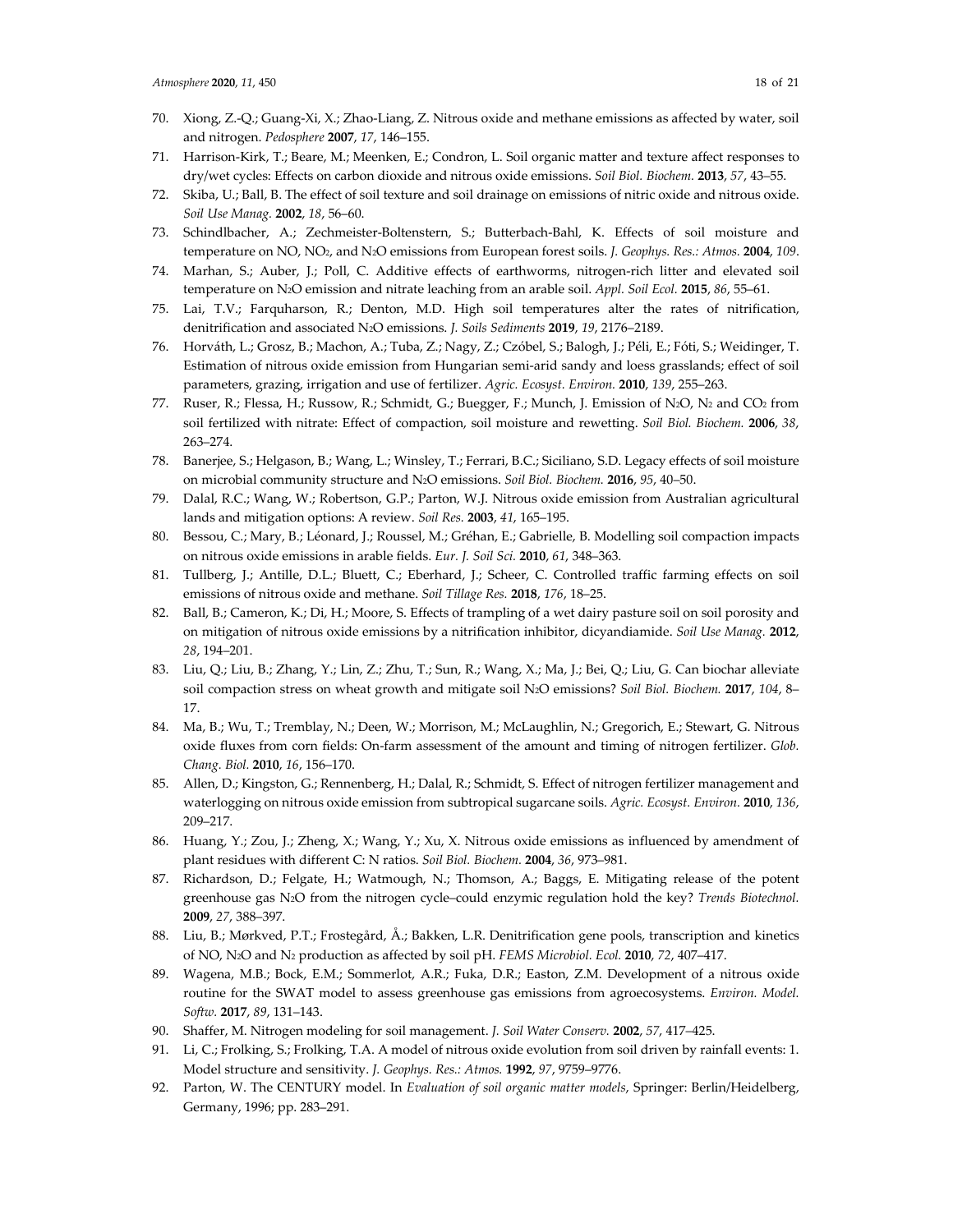70. Xiong, Z.-Q.; Guang-Xi, X.; Zhao-Liang, Z. Nitrous oxide and methane emissions as affected by water, soil and nitrogen. *Pedosphere* **2007**, *17*, 146–155.
71. Harrison-Kirk, T.; Beare, M.; Meenken, E.; Condron, L. Soil organic matter and texture affect responses to dry/wet cycles: Effects on carbon dioxide and nitrous oxide emissions. *Soil Biol. Biochem.* **2013**, *57*, 43–55.
72. Skiba, U.; Ball, B. The effect of soil texture and soil drainage on emissions of nitric oxide and nitrous oxide. *Soil Use Manag.* **2002**, *18*, 56–60.
73. Schindlbacher, A.; Zechmeister-Boltenstern, S.; Butterbach-Bahl, K. Effects of soil moisture and temperature on NO, $NO_2$, and $N_2O$ emissions from European forest soils. *J. Geophys. Res.: Atmos.* **2004**, *109*.
74. Marhan, S.; Auber, J.; Poll, C. Additive effects of earthworms, nitrogen-rich litter and elevated soil temperature on $N_2O$ emission and nitrate leaching from an arable soil. *Appl. Soil Ecol.* **2015**, *86*, 55–61.
75. Lai, T.V.; Farquharson, R.; Denton, M.D. High soil temperatures alter the rates of nitrification, denitrification and associated $N_2O$ emissions. *J. Soils Sediments* **2019**, *19*, 2176–2189.
76. Horváth, L.; Grosz, B.; Machon, A.; Tuba, Z.; Nagy, Z.; Czóbel, S.; Balogh, J.; Péli, E.; Fóti, S.; Weidinger, T. Estimation of nitrous oxide emission from Hungarian semi-arid sandy and loess grasslands; effect of soil parameters, grazing, irrigation and use of fertilizer. *Agric. Ecosyst. Environ.* **2010**, *139*, 255–263.
77. Ruser, R.; Flessa, H.; Russow, R.; Schmidt, G.; Buegger, F.; Munch, J. Emission of $N_2O$, $N_2$ and $CO_2$ from soil fertilized with nitrate: Effect of compaction, soil moisture and rewetting. *Soil Biol. Biochem.* **2006**, *38*, 263–274.
78. Banerjee, S.; Helgason, B.; Wang, L.; Winsley, T.; Ferrari, B.C.; Siciliano, S.D. Legacy effects of soil moisture on microbial community structure and $N_2O$ emissions. *Soil Biol. Biochem.* **2016**, *95*, 40–50.
79. Dalal, R.C.; Wang, W.; Robertson, G.P.; Parton, W.J. Nitrous oxide emission from Australian agricultural lands and mitigation options: A review. *Soil Res.* **2003**, *41*, 165–195.
80. Bessou, C.; Mary, B.; Léonard, J.; Roussel, M.; Gréhan, E.; Gabrielle, B. Modelling soil compaction impacts on nitrous oxide emissions in arable fields. *Eur. J. Soil Sci.* **2010**, *61*, 348–363.
81. Tullberg, J.; Antille, D.L.; Bluett, C.; Eberhard, J.; Scheer, C. Controlled traffic farming effects on soil emissions of nitrous oxide and methane. *Soil Tillage Res.* **2018**, *176*, 18–25.
82. Ball, B.; Cameron, K.; Di, H.; Moore, S. Effects of trampling of a wet dairy pasture soil on soil porosity and on mitigation of nitrous oxide emissions by a nitrification inhibitor, dicyandiamide. *Soil Use Manag.* **2012**, *28*, 194–201.
83. Liu, Q.; Liu, B.; Zhang, Y.; Lin, Z.; Zhu, T.; Sun, R.; Wang, X.; Ma, J.; Bei, Q.; Liu, G. Can biochar alleviate soil compaction stress on wheat growth and mitigate soil $N_2O$ emissions? *Soil Biol. Biochem.* **2017**, *104*, 8–17.
84. Ma, B.; Wu, T.; Tremblay, N.; Deen, W.; Morrison, M.; McLaughlin, N.; Gregorich, E.; Stewart, G. Nitrous oxide fluxes from corn fields: On-farm assessment of the amount and timing of nitrogen fertilizer. *Glob. Chang. Biol.* **2010**, *16*, 156–170.
85. Allen, D.; Kingston, G.; Rennenberg, H.; Dalal, R.; Schmidt, S. Effect of nitrogen fertilizer management and waterlogging on nitrous oxide emission from subtropical sugarcane soils. *Agric. Ecosyst. Environ.* **2010**, *136*, 209–217.
86. Huang, Y.; Zou, J.; Zheng, X.; Wang, Y.; Xu, X. Nitrous oxide emissions as influenced by amendment of plant residues with different C: N ratios. *Soil Biol. Biochem.* **2004**, *36*, 973–981.
87. Richardson, D.; Felgate, H.; Watmough, N.; Thomson, A.; Baggs, E. Mitigating release of the potent greenhouse gas $N_2O$ from the nitrogen cycle–could enzymic regulation hold the key? *Trends Biotechnol.* **2009**, *27*, 388–397.
88. Liu, B.; Mørkved, P.T.; Frostegård, Å.; Bakken, L.R. Denitrification gene pools, transcription and kinetics of NO, $N_2O$ and $N_2$ production as affected by soil pH. *FEMS Microbiol. Ecol.* **2010**, *72*, 407–417.
89. Wagena, M.B.; Bock, E.M.; Sommerlot, A.R.; Fuka, D.R.; Easton, Z.M. Development of a nitrous oxide routine for the SWAT model to assess greenhouse gas emissions from agroecosystems. *Environ. Model. Softw.* **2017**, *89*, 131–143.
90. Shaffer, M. Nitrogen modeling for soil management. *J. Soil Water Conserv.* **2002**, *57*, 417–425.
91. Li, C.; Frolking, S.; Frolking, T.A. A model of nitrous oxide evolution from soil driven by rainfall events: 1. Model structure and sensitivity. *J. Geophys. Res.: Atmos.* **1992**, *97*, 9759–9776.
92. Parton, W. The CENTURY model. In *Evaluation of soil organic matter models*, Springer: Berlin/Heidelberg, Germany, 1996; pp. 283–291.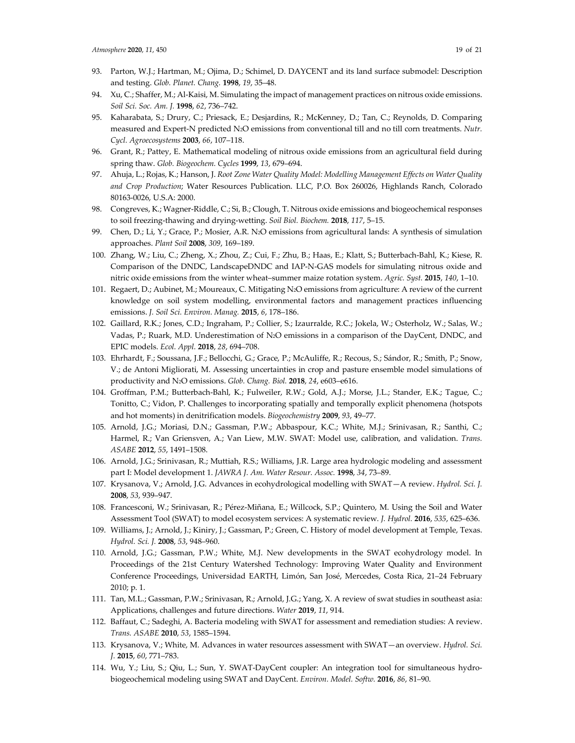93. Parton, W.J.; Hartman, M.; Ojima, D.; Schimel, D. DAYCENT and its land surface submodel: Description and testing. *Glob. Planet. Chang.* **1998**, *19*, 35–48.
94. Xu, C.; Shaffer, M.; Al-Kaisi, M. Simulating the impact of management practices on nitrous oxide emissions. *Soil Sci. Soc. Am. J.* **1998**, *62*, 736–742.
95. Kaharabata, S.; Drury, C.; Priesack, E.; Desjardins, R.; McKenney, D.; Tan, C.; Reynolds, D. Comparing measured and Expert-N predicted $N_2O$ emissions from conventional till and no till corn treatments. *Nutr. Cycl. Agroecosystems* **2003**, *66*, 107–118.
96. Grant, R.; Pattey, E. Mathematical modeling of nitrous oxide emissions from an agricultural field during spring thaw. *Glob. Biogeochem. Cycles* **1999**, *13*, 679–694.
97. Ahuja, L.; Rojas, K.; Hanson, J. *Root Zone Water Quality Model: Modelling Management Effects on Water Quality and Crop Production*; Water Resources Publication. LLC, P.O. Box 260026, Highlands Ranch, Colorado 80163-0026, U.S.A: 2000.
98. Congreves, K.; Wagner-Riddle, C.; Si, B.; Clough, T. Nitrous oxide emissions and biogeochemical responses to soil freezing-thawing and drying-wetting. *Soil Biol. Biochem.* **2018**, *117*, 5–15.
99. Chen, D.; Li, Y.; Grace, P.; Mosier, A.R. $N_2O$ emissions from agricultural lands: A synthesis of simulation approaches. *Plant Soil* **2008**, *309*, 169–189.
100. Zhang, W.; Liu, C.; Zheng, X.; Zhou, Z.; Cui, F.; Zhu, B.; Haas, E.; Klatt, S.; Butterbach-Bahl, K.; Kiese, R. Comparison of the DNDC, LandscapeDNDC and IAP-N-GAS models for simulating nitrous oxide and nitric oxide emissions from the winter wheat–summer maize rotation system. *Agric. Syst.* **2015**, *140*, 1–10.
101. Regaert, D.; Aubinet, M.; Moureaux, C. Mitigating $N_2O$ emissions from agriculture: A review of the current knowledge on soil system modelling, environmental factors and management practices influencing emissions. *J. Soil Sci. Environ. Manag.* **2015**, *6*, 178–186.
102. Gaillard, R.K.; Jones, C.D.; Ingraham, P.; Collier, S.; Izaurralde, R.C.; Jokela, W.; Osterholz, W.; Salas, W.; Vadas, P.; Ruark, M.D. Underestimation of $N_2O$ emissions in a comparison of the DayCent, DNDC, and EPIC models. *Ecol. Appl.* **2018**, *28*, 694–708.
103. Ehrhardt, F.; Soussana, J.F.; Bellocchi, G.; Grace, P.; McAuliffe, R.; Recous, S.; Sándor, R.; Smith, P.; Snow, V.; de Antoni Migliorati, M. Assessing uncertainties in crop and pasture ensemble model simulations of productivity and $N_2O$ emissions. *Glob. Chang. Biol.* **2018**, *24*, e603–e616.
104. Groffman, P.M.; Butterbach-Bahl, K.; Fulweiler, R.W.; Gold, A.J.; Morse, J.L.; Stander, E.K.; Tague, C.; Tonitto, C.; Vidon, P. Challenges to incorporating spatially and temporally explicit phenomena (hotspots and hot moments) in denitrification models. *Biogeochemistry* **2009**, *93*, 49–77.
105. Arnold, J.G.; Moriasi, D.N.; Gassman, P.W.; Abbaspour, K.C.; White, M.J.; Srinivasan, R.; Santhi, C.; Harmel, R.; Van Griensven, A.; Van Liew, M.W. SWAT: Model use, calibration, and validation. *Trans. ASABE* **2012**, *55*, 1491–1508.
106. Arnold, J.G.; Srinivasan, R.; Muttiah, R.S.; Williams, J.R. Large area hydrologic modeling and assessment part I: Model development 1. *JAWRA J. Am. Water Resour. Assoc.* **1998**, *34*, 73–89.
107. Krysanova, V.; Arnold, J.G. Advances in ecohydrological modelling with SWAT—A review. *Hydrol. Sci. J.* **2008**, *53*, 939–947.
108. Francesconi, W.; Srinivasan, R.; Pérez-Miñana, E.; Willcock, S.P.; Quintero, M. Using the Soil and Water Assessment Tool (SWAT) to model ecosystem services: A systematic review. *J. Hydrol.* **2016**, *535*, 625–636.
109. Williams, J.; Arnold, J.; Kiniry, J.; Gassman, P.; Green, C. History of model development at Temple, Texas. *Hydrol. Sci. J.* **2008**, *53*, 948–960.
110. Arnold, J.G.; Gassman, P.W.; White, M.J. New developments in the SWAT ecohydrology model. In Proceedings of the 21st Century Watershed Technology: Improving Water Quality and Environment Conference Proceedings, Universidad EARTH, Limón, San José, Mercedes, Costa Rica, 21–24 February 2010; p. 1.
111. Tan, M.L.; Gassman, P.W.; Srinivasan, R.; Arnold, J.G.; Yang, X. A review of swat studies in southeast asia: Applications, challenges and future directions. *Water* **2019**, *11*, 914.
112. Baffaut, C.; Sadeghi, A. Bacteria modeling with SWAT for assessment and remediation studies: A review. *Trans. ASABE* **2010**, *53*, 1585–1594.
113. Krysanova, V.; White, M. Advances in water resources assessment with SWAT—an overview. *Hydrol. Sci. J.* **2015**, *60*, 771–783.
114. Wu, Y.; Liu, S.; Qiu, L.; Sun, Y. SWAT-DayCent coupler: An integration tool for simultaneous hydro-biogeochemical modeling using SWAT and DayCent. *Environ. Model. Softw.* **2016**, *86*, 81–90.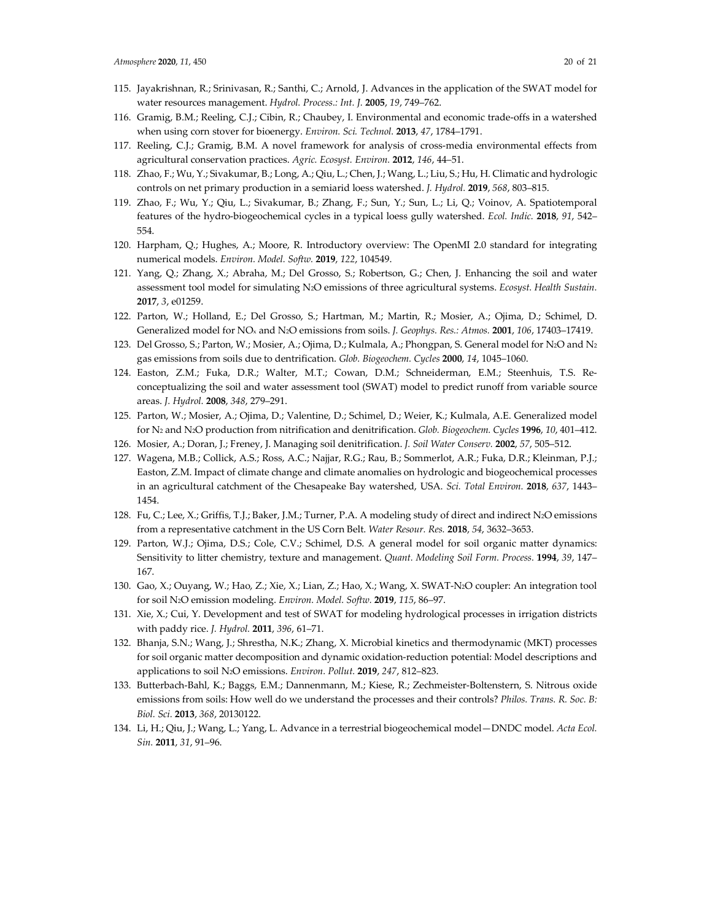115. Jayakrishnan, R.; Srinivasan, R.; Santhi, C.; Arnold, J. Advances in the application of the SWAT model for water resources management. *Hydrol. Process.: Int. J.* **2005**, *19*, 749–762.
116. Gramig, B.M.; Reeling, C.J.; Cibin, R.; Chaubey, I. Environmental and economic trade-offs in a watershed when using corn stover for bioenergy. *Environ. Sci. Technol.* **2013**, *47*, 1784–1791.
117. Reeling, C.J.; Gramig, B.M. A novel framework for analysis of cross-media environmental effects from agricultural conservation practices. *Agric. Ecosyst. Environ.* **2012**, *146*, 44–51.
118. Zhao, F.; Wu, Y.; Sivakumar, B.; Long, A.; Qiu, L.; Chen, J.; Wang, L.; Liu, S.; Hu, H. Climatic and hydrologic controls on net primary production in a semiarid loess watershed. *J. Hydrol.* **2019**, *568*, 803–815.
119. Zhao, F.; Wu, Y.; Qiu, L.; Sivakumar, B.; Zhang, F.; Sun, Y.; Sun, L.; Li, Q.; Voinov, A. Spatiotemporal features of the hydro-biogeochemical cycles in a typical loess gully watershed. *Ecol. Indic.* **2018**, *91*, 542–554.
120. Harpham, Q.; Hughes, A.; Moore, R. Introductory overview: The OpenMI 2.0 standard for integrating numerical models. *Environ. Model. Softw.* **2019**, *122*, 104549.
121. Yang, Q.; Zhang, X.; Abraha, M.; Del Grosso, S.; Robertson, G.; Chen, J. Enhancing the soil and water assessment tool model for simulating $N_2O$ emissions of three agricultural systems. *Ecosyst. Health Sustain.* **2017**, *3*, e01259.
122. Parton, W.; Holland, E.; Del Grosso, S.; Hartman, M.; Martin, R.; Mosier, A.; Ojima, D.; Schimel, D. Generalized model for $NO_x$ and $N_2O$ emissions from soils. *J. Geophys. Res.: Atmos.* **2001**, *106*, 17403–17419.
123. Del Grosso, S.; Parton, W.; Mosier, A.; Ojima, D.; Kulmala, A.; Phongpan, S. General model for $N_2O$ and $N_2$ gas emissions from soils due to dentrification. *Glob. Biogeochem. Cycles* **2000**, *14*, 1045–1060.
124. Easton, Z.M.; Fuka, D.R.; Walter, M.T.; Cowan, D.M.; Schneiderman, E.M.; Steenhuis, T.S. Re-conceptualizing the soil and water assessment tool (SWAT) model to predict runoff from variable source areas. *J. Hydrol.* **2008**, *348*, 279–291.
125. Parton, W.; Mosier, A.; Ojima, D.; Valentine, D.; Schimel, D.; Weier, K.; Kulmala, A.E. Generalized model for $N_2$ and $N_2O$ production from nitrification and denitrification. *Glob. Biogeochem. Cycles* **1996**, *10*, 401–412.
126. Mosier, A.; Doran, J.; Freney, J. Managing soil denitrification. *J. Soil Water Conserv.* **2002**, *57*, 505–512.
127. Wagena, M.B.; Collick, A.S.; Ross, A.C.; Najjar, R.G.; Rau, B.; Sommerlot, A.R.; Fuka, D.R.; Kleinman, P.J.; Easton, Z.M. Impact of climate change and climate anomalies on hydrologic and biogeochemical processes in an agricultural catchment of the Chesapeake Bay watershed, USA. *Sci. Total Environ.* **2018**, *637*, 1443–1454.
128. Fu, C.; Lee, X.; Griffis, T.J.; Baker, J.M.; Turner, P.A. A modeling study of direct and indirect $N_2O$ emissions from a representative catchment in the US Corn Belt. *Water Resour. Res.* **2018**, *54*, 3632–3653.
129. Parton, W.J.; Ojima, D.S.; Cole, C.V.; Schimel, D.S. A general model for soil organic matter dynamics: Sensitivity to litter chemistry, texture and management. *Quant. Modeling Soil Form. Process.* **1994**, *39*, 147–167.
130. Gao, X.; Ouyang, W.; Hao, Z.; Xie, X.; Lian, Z.; Hao, X.; Wang, X. SWAT-$N_2O$ coupler: An integration tool for soil $N_2O$ emission modeling. *Environ. Model. Softw.* **2019**, *115*, 86–97.
131. Xie, X.; Cui, Y. Development and test of SWAT for modeling hydrological processes in irrigation districts with paddy rice. *J. Hydrol.* **2011**, *396*, 61–71.
132. Bhanja, S.N.; Wang, J.; Shrestha, N.K.; Zhang, X. Microbial kinetics and thermodynamic (MKT) processes for soil organic matter decomposition and dynamic oxidation-reduction potential: Model descriptions and applications to soil $N_2O$ emissions. *Environ. Pollut.* **2019**, *247*, 812–823.
133. Butterbach-Bahl, K.; Baggs, E.M.; Dannenmann, M.; Kiese, R.; Zechmeister-Boltenstern, S. Nitrous oxide emissions from soils: How well do we understand the processes and their controls? *Philos. Trans. R. Soc. B: Biol. Sci.* **2013**, *368*, 20130122.
134. Li, H.; Qiu, J.; Wang, L.; Yang, L. Advance in a terrestrial biogeochemical model—DNDC model. *Acta Ecol. Sin.* **2011**, *31*, 91–96.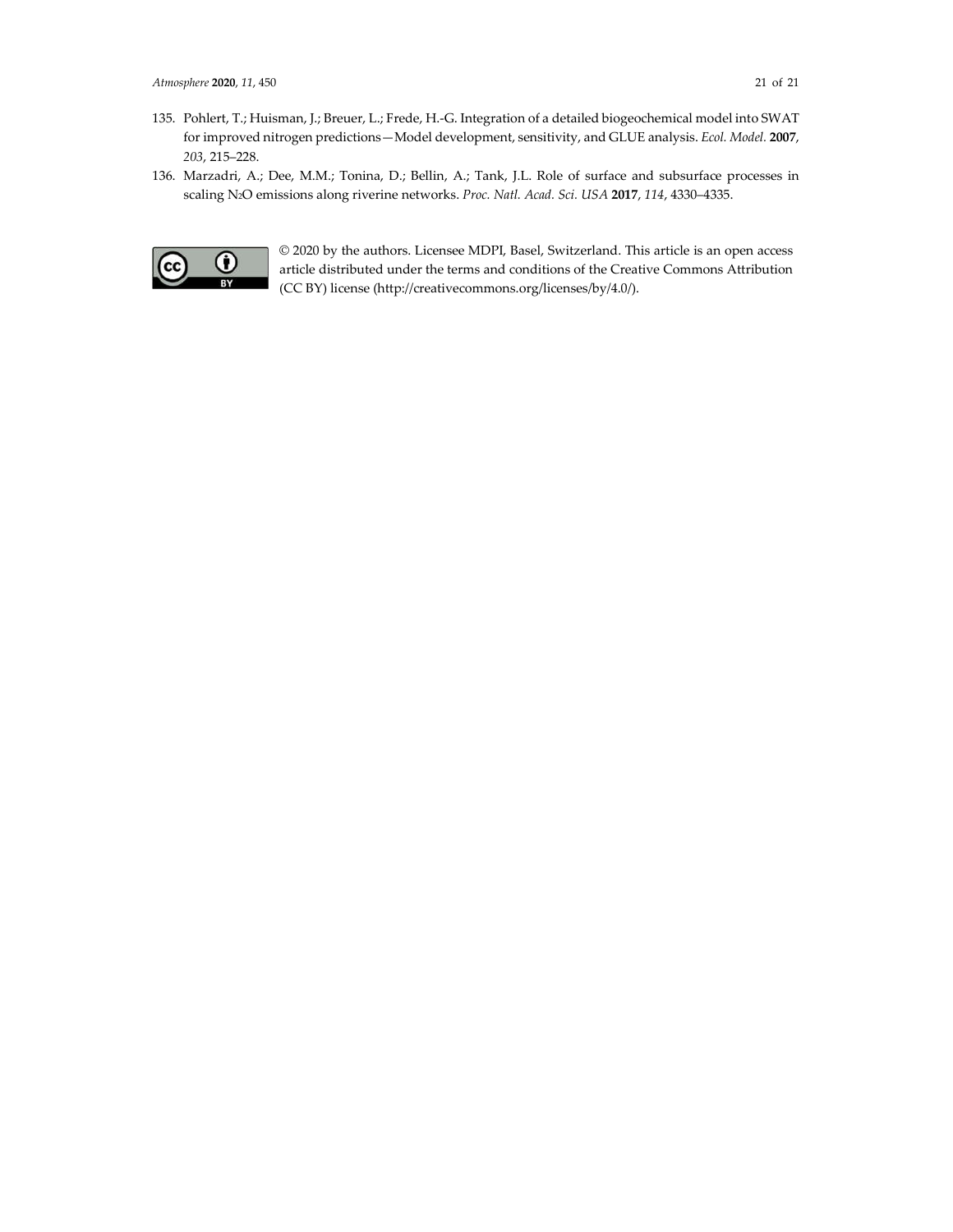135. Pohlert, T.; Huisman, J.; Breuer, L.; Frede, H.-G. Integration of a detailed biogeochemical model into SWAT for improved nitrogen predictions—Model development, sensitivity, and GLUE analysis. *Ecol. Model.* **2007**, *203*, 215–228.
136. Marzadri, A.; Dee, M.M.; Tonina, D.; Bellin, A.; Tank, J.L. Role of surface and subsurface processes in scaling $N_2O$ emissions along riverine networks. *Proc. Natl. Acad. Sci. USA* **2017**, *114*, 4330–4335.

© 2020 by the authors. Licensee MDPI, Basel, Switzerland. This article is an open access article distributed under the terms and conditions of the Creative Commons Attribution (CC BY) license (http://creativecommons.org/licenses/by/4.0/).